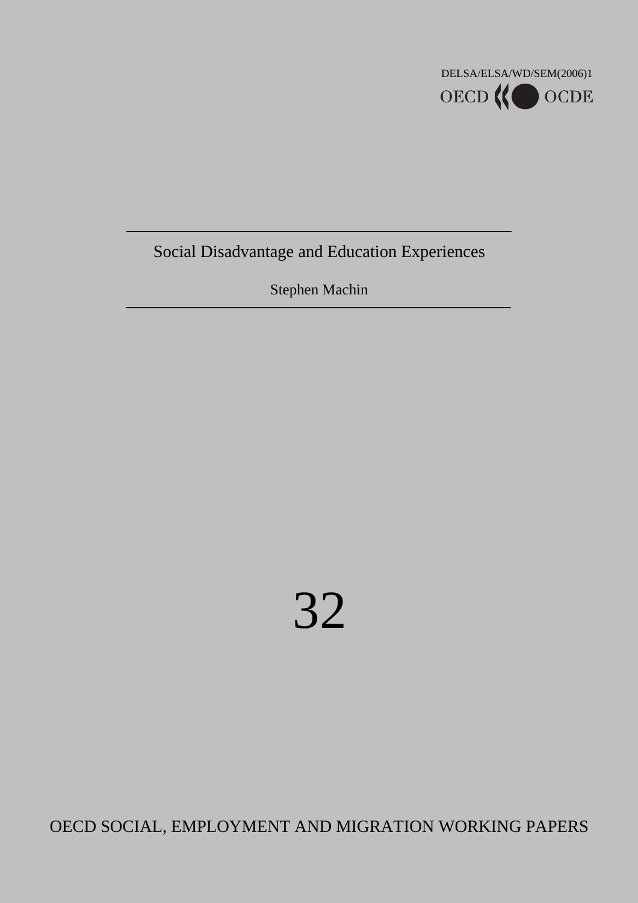DELSA/ELSA/WD/SEM(2006)1

OECD OCDE

# Social Disadvantage and Education Experiences

Stephen Machin

32

OECD SOCIAL, EMPLOYMENT AND MIGRATION WORKING PAPERS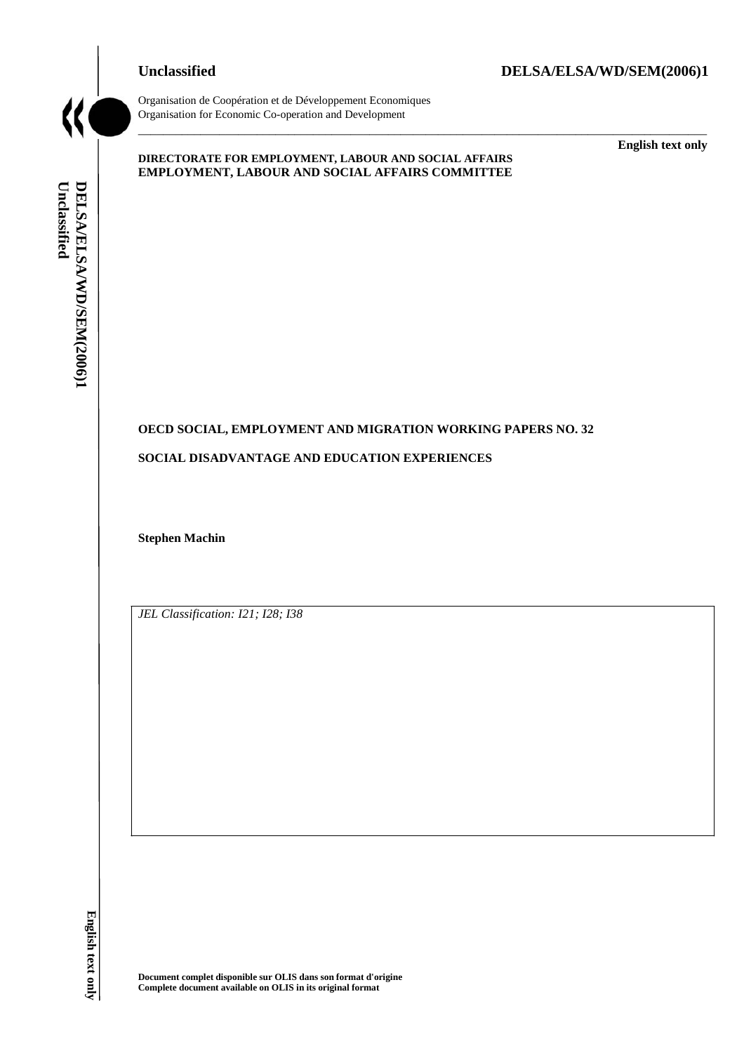Unclassified DELSA/ELSA/WD/SEM(2006)1

Organisation de Coopération et de Développement Economiques
Organisation for Economic Co-operation and Development

English text only

**DIRECTORATE FOR EMPLOYMENT, LABOUR AND SOCIAL AFFAIRS**
**EMPLOYMENT, LABOUR AND SOCIAL AFFAIRS COMMITTEE**

**OECD SOCIAL, EMPLOYMENT AND MIGRATION WORKING PAPERS NO. 32**

**SOCIAL DISADVANTAGE AND EDUCATION EXPERIENCES**

**Stephen Machin**

*JEL Classification: I21; I28; I38*

**Document complet disponible sur OLIS dans son format d'origine**
**Complete document available on OLIS in its original format**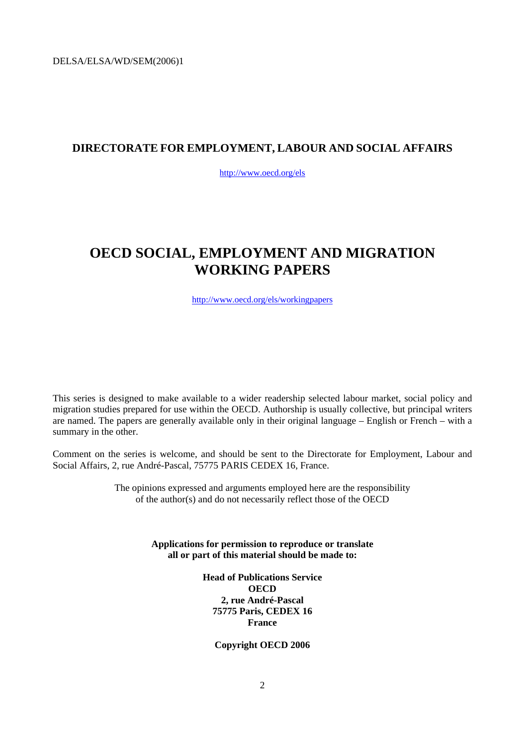DELSA/ELSA/WD/SEM(2006)1

## DIRECTORATE FOR EMPLOYMENT, LABOUR AND SOCIAL AFFAIRS

http://www.oecd.org/els

# OECD SOCIAL, EMPLOYMENT AND MIGRATION WORKING PAPERS

http://www.oecd.org/els/workingpapers

This series is designed to make available to a wider readership selected labour market, social policy and migration studies prepared for use within the OECD. Authorship is usually collective, but principal writers are named. The papers are generally available only in their original language – English or French – with a summary in the other.

Comment on the series is welcome, and should be sent to the Directorate for Employment, Labour and Social Affairs, 2, rue André-Pascal, 75775 PARIS CEDEX 16, France.

The opinions expressed and arguments employed here are the responsibility of the author(s) and do not necessarily reflect those of the OECD

**Applications for permission to reproduce or translate all or part of this material should be made to:**

**Head of Publications Service**
**OECD**
**2, rue André-Pascal**
**75775 Paris, CEDEX 16**
**France**

**Copyright OECD 2006**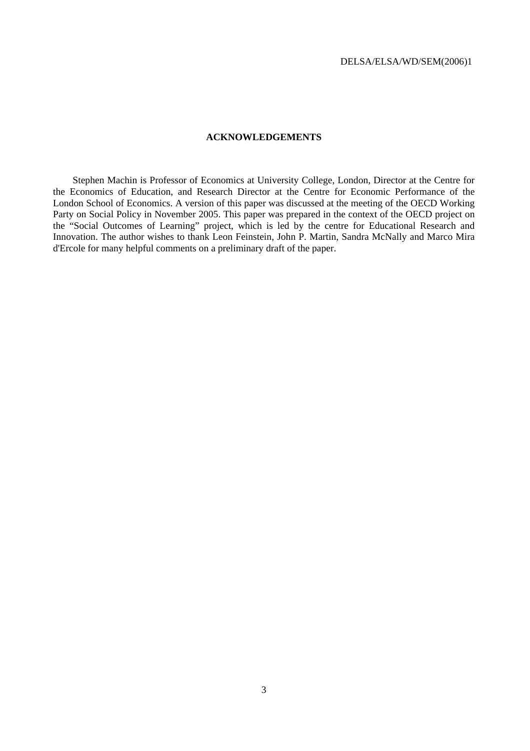# ACKNOWLEDGEMENTS

Stephen Machin is Professor of Economics at University College, London, Director at the Centre for the Economics of Education, and Research Director at the Centre for Economic Performance of the London School of Economics. A version of this paper was discussed at the meeting of the OECD Working Party on Social Policy in November 2005. This paper was prepared in the context of the OECD project on the "Social Outcomes of Learning" project, which is led by the centre for Educational Research and Innovation. The author wishes to thank Leon Feinstein, John P. Martin, Sandra McNally and Marco Mira d'Ercole for many helpful comments on a preliminary draft of the paper.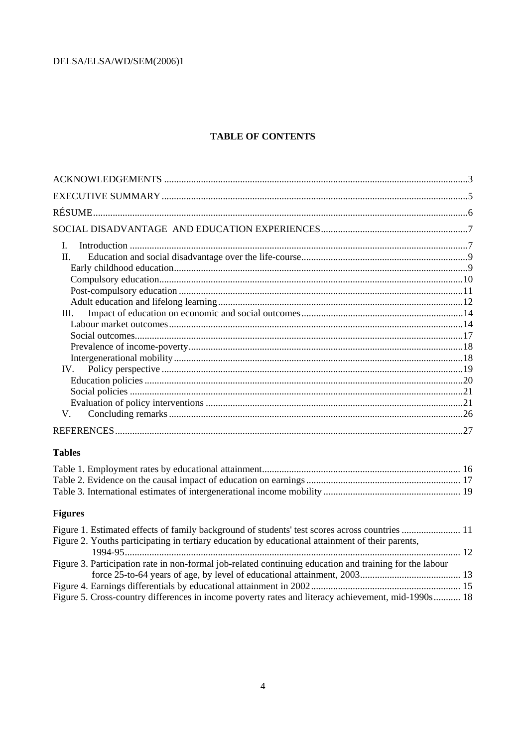## TABLE OF CONTENTS

ACKNOWLEDGEMENTS ....3
EXECUTIVE SUMMARY ....5
RÉSUME ....6
SOCIAL DISADVANTAGE AND EDUCATION EXPERIENCES ....7

- I. Introduction ....7
- II. Education and social disadvantage over the life-course ....9
  - Early childhood education ....9
  - Compulsory education ....10
  - Post-compulsory education ....11
  - Adult education and lifelong learning ....12
- III. Impact of education on economic and social outcomes ....14
  - Labour market outcomes ....14
  - Social outcomes ....17
  - Prevalence of income-poverty ....18
  - Intergenerational mobility ....18
- IV. Policy perspective ....19
  - Education policies ....20
  - Social policies ....21
  - Evaluation of policy interventions ....21
- V. Concluding remarks ....26

REFERENCES ....27

### Tables

Table 1. Employment rates by educational attainment ....16
Table 2. Evidence on the causal impact of education on earnings ....17
Table 3. International estimates of intergenerational income mobility ....19

### Figures

Figure 1. Estimated effects of family background of students' test scores across countries ....11
Figure 2. Youths participating in tertiary education by educational attainment of their parents, 1994-95 ....12
Figure 3. Participation rate in non-formal job-related continuing education and training for the labour force 25-to-64 years of age, by level of educational attainment, 2003 ....13
Figure 4. Earnings differentials by educational attainment in 2002 ....15
Figure 5. Cross-country differences in income poverty rates and literacy achievement, mid-1990s ....18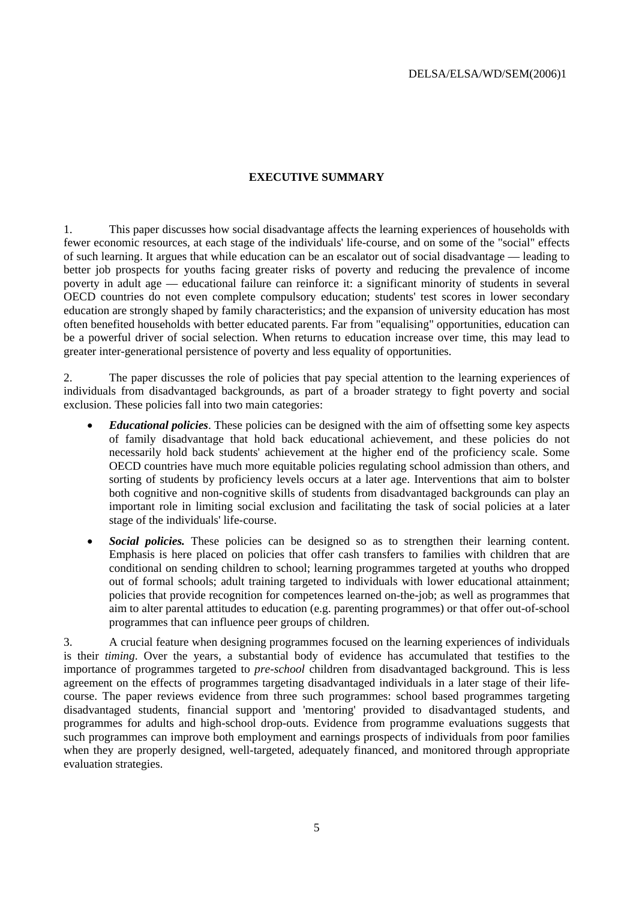## EXECUTIVE SUMMARY

1. This paper discusses how social disadvantage affects the learning experiences of households with fewer economic resources, at each stage of the individuals' life-course, and on some of the "social" effects of such learning. It argues that while education can be an escalator out of social disadvantage — leading to better job prospects for youths facing greater risks of poverty and reducing the prevalence of income poverty in adult age — educational failure can reinforce it: a significant minority of students in several OECD countries do not even complete compulsory education; students' test scores in lower secondary education are strongly shaped by family characteristics; and the expansion of university education has most often benefited households with better educated parents. Far from "equalising" opportunities, education can be a powerful driver of social selection. When returns to education increase over time, this may lead to greater inter-generational persistence of poverty and less equality of opportunities.

2. The paper discusses the role of policies that pay special attention to the learning experiences of individuals from disadvantaged backgrounds, as part of a broader strategy to fight poverty and social exclusion. These policies fall into two main categories:

- ***Educational policies***. These policies can be designed with the aim of offsetting some key aspects of family disadvantage that hold back educational achievement, and these policies do not necessarily hold back students' achievement at the higher end of the proficiency scale. Some OECD countries have much more equitable policies regulating school admission than others, and sorting of students by proficiency levels occurs at a later age. Interventions that aim to bolster both cognitive and non-cognitive skills of students from disadvantaged backgrounds can play an important role in limiting social exclusion and facilitating the task of social policies at a later stage of the individuals' life-course.
- ***Social policies.*** These policies can be designed so as to strengthen their learning content. Emphasis is here placed on policies that offer cash transfers to families with children that are conditional on sending children to school; learning programmes targeted at youths who dropped out of formal schools; adult training targeted to individuals with lower educational attainment; policies that provide recognition for competences learned on-the-job; as well as programmes that aim to alter parental attitudes to education (e.g. parenting programmes) or that offer out-of-school programmes that can influence peer groups of children.

3. A crucial feature when designing programmes focused on the learning experiences of individuals is their *timing*. Over the years, a substantial body of evidence has accumulated that testifies to the importance of programmes targeted to *pre-school* children from disadvantaged background. This is less agreement on the effects of programmes targeting disadvantaged individuals in a later stage of their life-course. The paper reviews evidence from three such programmes: school based programmes targeting disadvantaged students, financial support and 'mentoring' provided to disadvantaged students, and programmes for adults and high-school drop-outs. Evidence from programme evaluations suggests that such programmes can improve both employment and earnings prospects of individuals from poor families when they are properly designed, well-targeted, adequately financed, and monitored through appropriate evaluation strategies.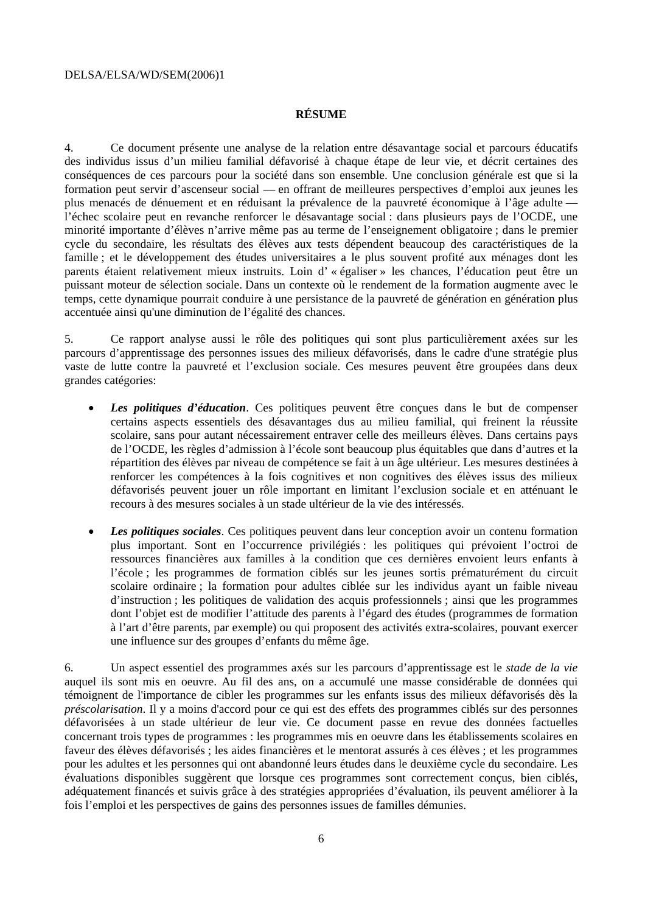## RÉSUME

4. Ce document présente une analyse de la relation entre désavantage social et parcours éducatifs des individus issus d'un milieu familial défavorisé à chaque étape de leur vie, et décrit certaines des conséquences de ces parcours pour la société dans son ensemble. Une conclusion générale est que si la formation peut servir d'ascenseur social — en offrant de meilleures perspectives d'emploi aux jeunes les plus menacés de dénuement et en réduisant la prévalence de la pauvreté économique à l'âge adulte — l'échec scolaire peut en revanche renforcer le désavantage social : dans plusieurs pays de l'OCDE, une minorité importante d'élèves n'arrive même pas au terme de l'enseignement obligatoire ; dans le premier cycle du secondaire, les résultats des élèves aux tests dépendent beaucoup des caractéristiques de la famille ; et le développement des études universitaires a le plus souvent profité aux ménages dont les parents étaient relativement mieux instruits. Loin d'« égaliser » les chances, l'éducation peut être un puissant moteur de sélection sociale. Dans un contexte où le rendement de la formation augmente avec le temps, cette dynamique pourrait conduire à une persistance de la pauvreté de génération en génération plus accentuée ainsi qu'une diminution de l'égalité des chances.

5. Ce rapport analyse aussi le rôle des politiques qui sont plus particulièrement axées sur les parcours d'apprentissage des personnes issues des milieux défavorisés, dans le cadre d'une stratégie plus vaste de lutte contre la pauvreté et l'exclusion sociale. Ces mesures peuvent être groupées dans deux grandes catégories:

- ***Les politiques d'éducation***. Ces politiques peuvent être conçues dans le but de compenser certains aspects essentiels des désavantages dus au milieu familial, qui freinent la réussite scolaire, sans pour autant nécessairement entraver celle des meilleurs élèves. Dans certains pays de l'OCDE, les règles d'admission à l'école sont beaucoup plus équitables que dans d'autres et la répartition des élèves par niveau de compétence se fait à un âge ultérieur. Les mesures destinées à renforcer les compétences à la fois cognitives et non cognitives des élèves issus des milieux défavorisés peuvent jouer un rôle important en limitant l'exclusion sociale et en atténuant le recours à des mesures sociales à un stade ultérieur de la vie des intéressés.

- ***Les politiques sociales***. Ces politiques peuvent dans leur conception avoir un contenu formation plus important. Sont en l'occurrence privilégiés : les politiques qui prévoient l'octroi de ressources financières aux familles à la condition que ces dernières envoient leurs enfants à l'école ; les programmes de formation ciblés sur les jeunes sortis prématurément du circuit scolaire ordinaire ; la formation pour adultes ciblée sur les individus ayant un faible niveau d'instruction ; les politiques de validation des acquis professionnels ; ainsi que les programmes dont l'objet est de modifier l'attitude des parents à l'égard des études (programmes de formation à l'art d'être parents, par exemple) ou qui proposent des activités extra-scolaires, pouvant exercer une influence sur des groupes d'enfants du même âge.

6. Un aspect essentiel des programmes axés sur les parcours d'apprentissage est le *stade de la vie* auquel ils sont mis en oeuvre. Au fil des ans, on a accumulé une masse considérable de données qui témoignent de l'importance de cibler les programmes sur les enfants issus des milieux défavorisés dès la *préscolarisation*. Il y a moins d'accord pour ce qui est des effets des programmes ciblés sur des personnes défavorisées à un stade ultérieur de leur vie. Ce document passe en revue des données factuelles concernant trois types de programmes : les programmes mis en oeuvre dans les établissements scolaires en faveur des élèves défavorisés ; les aides financières et le mentorat assurés à ces élèves ; et les programmes pour les adultes et les personnes qui ont abandonné leurs études dans le deuxième cycle du secondaire. Les évaluations disponibles suggèrent que lorsque ces programmes sont correctement conçus, bien ciblés, adéquatement financés et suivis grâce à des stratégies appropriées d'évaluation, ils peuvent améliorer à la fois l'emploi et les perspectives de gains des personnes issues de familles démunies.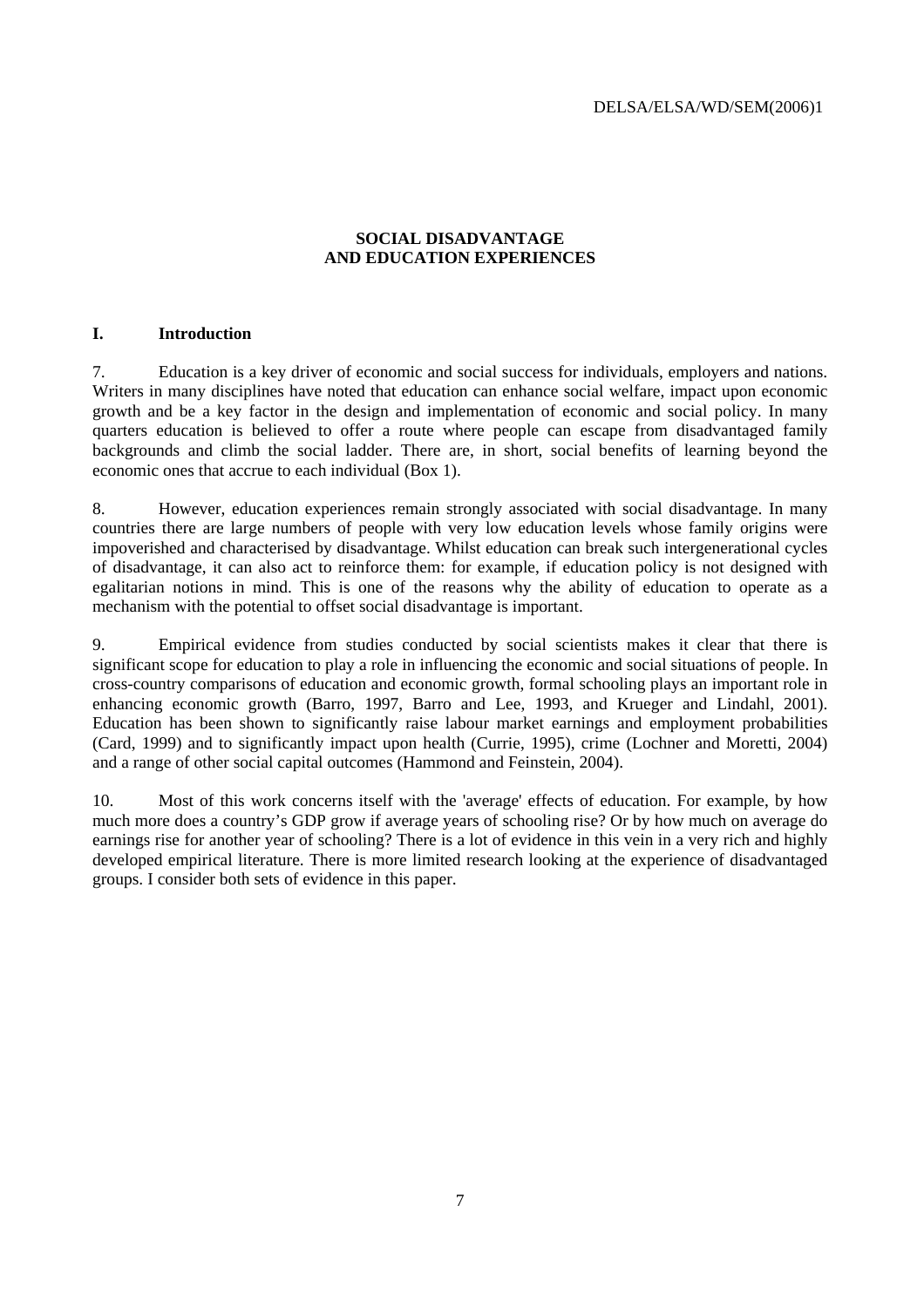# SOCIAL DISADVANTAGE AND EDUCATION EXPERIENCES

## I. Introduction

7. Education is a key driver of economic and social success for individuals, employers and nations. Writers in many disciplines have noted that education can enhance social welfare, impact upon economic growth and be a key factor in the design and implementation of economic and social policy. In many quarters education is believed to offer a route where people can escape from disadvantaged family backgrounds and climb the social ladder. There are, in short, social benefits of learning beyond the economic ones that accrue to each individual (Box 1).

8. However, education experiences remain strongly associated with social disadvantage. In many countries there are large numbers of people with very low education levels whose family origins were impoverished and characterised by disadvantage. Whilst education can break such intergenerational cycles of disadvantage, it can also act to reinforce them: for example, if education policy is not designed with egalitarian notions in mind. This is one of the reasons why the ability of education to operate as a mechanism with the potential to offset social disadvantage is important.

9. Empirical evidence from studies conducted by social scientists makes it clear that there is significant scope for education to play a role in influencing the economic and social situations of people. In cross-country comparisons of education and economic growth, formal schooling plays an important role in enhancing economic growth (Barro, 1997, Barro and Lee, 1993, and Krueger and Lindahl, 2001). Education has been shown to significantly raise labour market earnings and employment probabilities (Card, 1999) and to significantly impact upon health (Currie, 1995), crime (Lochner and Moretti, 2004) and a range of other social capital outcomes (Hammond and Feinstein, 2004).

10. Most of this work concerns itself with the 'average' effects of education. For example, by how much more does a country's GDP grow if average years of schooling rise? Or by how much on average do earnings rise for another year of schooling? There is a lot of evidence in this vein in a very rich and highly developed empirical literature. There is more limited research looking at the experience of disadvantaged groups. I consider both sets of evidence in this paper.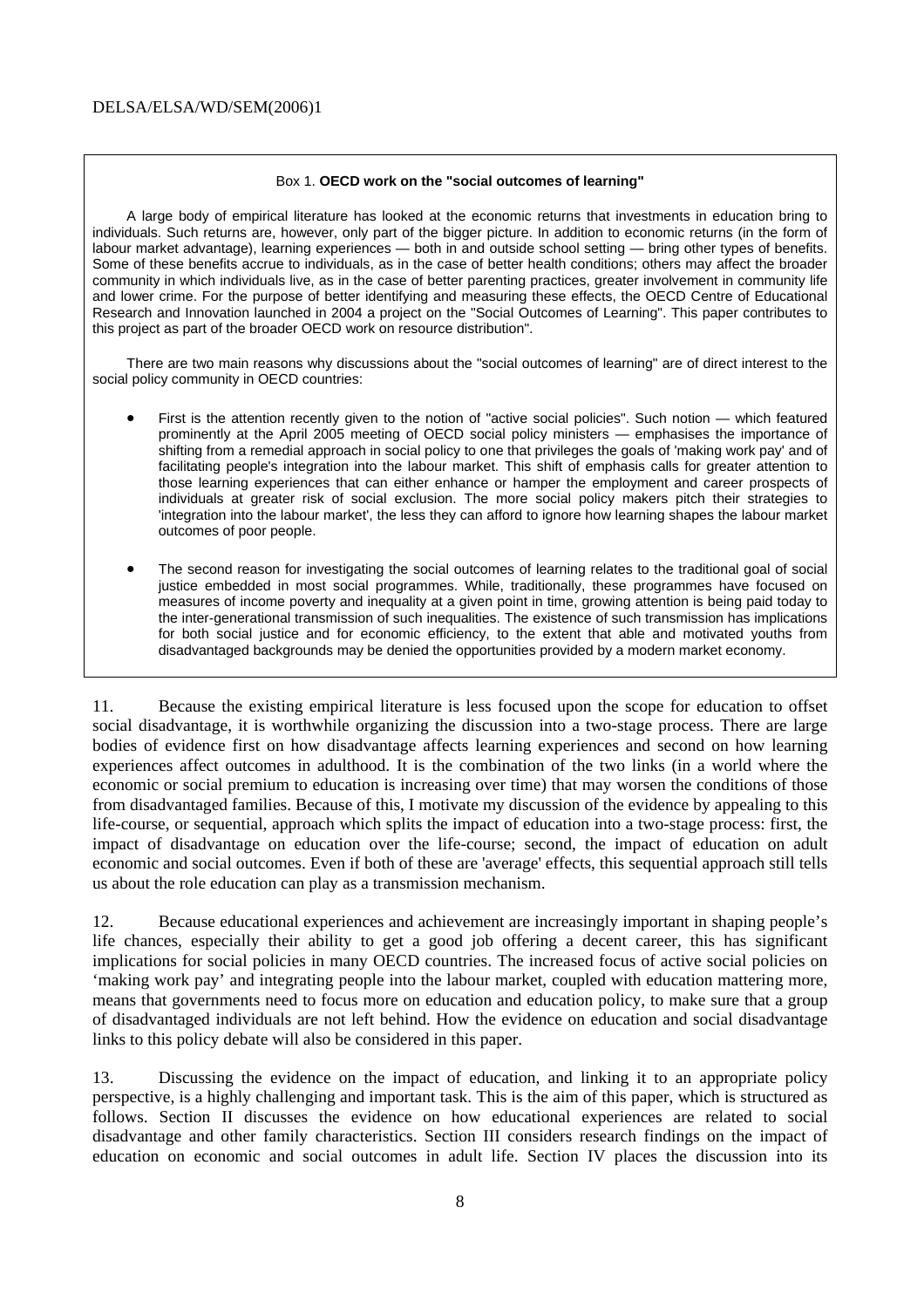Box 1. **OECD work on the "social outcomes of learning"**

A large body of empirical literature has looked at the economic returns that investments in education bring to individuals. Such returns are, however, only part of the bigger picture. In addition to economic returns (in the form of labour market advantage), learning experiences — both in and outside school setting — bring other types of benefits. Some of these benefits accrue to individuals, as in the case of better health conditions; others may affect the broader community in which individuals live, as in the case of better parenting practices, greater involvement in community life and lower crime. For the purpose of better identifying and measuring these effects, the OECD Centre of Educational Research and Innovation launched in 2004 a project on the "Social Outcomes of Learning". This paper contributes to this project as part of the broader OECD work on resource distribution".

There are two main reasons why discussions about the "social outcomes of learning" are of direct interest to the social policy community in OECD countries:

- First is the attention recently given to the notion of "active social policies". Such notion — which featured prominently at the April 2005 meeting of OECD social policy ministers — emphasises the importance of shifting from a remedial approach in social policy to one that privileges the goals of 'making work pay' and of facilitating people's integration into the labour market. This shift of emphasis calls for greater attention to those learning experiences that can either enhance or hamper the employment and career prospects of individuals at greater risk of social exclusion. The more social policy makers pitch their strategies to 'integration into the labour market', the less they can afford to ignore how learning shapes the labour market outcomes of poor people.

- The second reason for investigating the social outcomes of learning relates to the traditional goal of social justice embedded in most social programmes. While, traditionally, these programmes have focused on measures of income poverty and inequality at a given point in time, growing attention is being paid today to the inter-generational transmission of such inequalities. The existence of such transmission has implications for both social justice and for economic efficiency, to the extent that able and motivated youths from disadvantaged backgrounds may be denied the opportunities provided by a modern market economy.

11. Because the existing empirical literature is less focused upon the scope for education to offset social disadvantage, it is worthwhile organizing the discussion into a two-stage process. There are large bodies of evidence first on how disadvantage affects learning experiences and second on how learning experiences affect outcomes in adulthood. It is the combination of the two links (in a world where the economic or social premium to education is increasing over time) that may worsen the conditions of those from disadvantaged families. Because of this, I motivate my discussion of the evidence by appealing to this life-course, or sequential, approach which splits the impact of education into a two-stage process: first, the impact of disadvantage on education over the life-course; second, the impact of education on adult economic and social outcomes. Even if both of these are 'average' effects, this sequential approach still tells us about the role education can play as a transmission mechanism.

12. Because educational experiences and achievement are increasingly important in shaping people's life chances, especially their ability to get a good job offering a decent career, this has significant implications for social policies in many OECD countries. The increased focus of active social policies on 'making work pay' and integrating people into the labour market, coupled with education mattering more, means that governments need to focus more on education and education policy, to make sure that a group of disadvantaged individuals are not left behind. How the evidence on education and social disadvantage links to this policy debate will also be considered in this paper.

13. Discussing the evidence on the impact of education, and linking it to an appropriate policy perspective, is a highly challenging and important task. This is the aim of this paper, which is structured as follows. Section II discusses the evidence on how educational experiences are related to social disadvantage and other family characteristics. Section III considers research findings on the impact of education on economic and social outcomes in adult life. Section IV places the discussion into its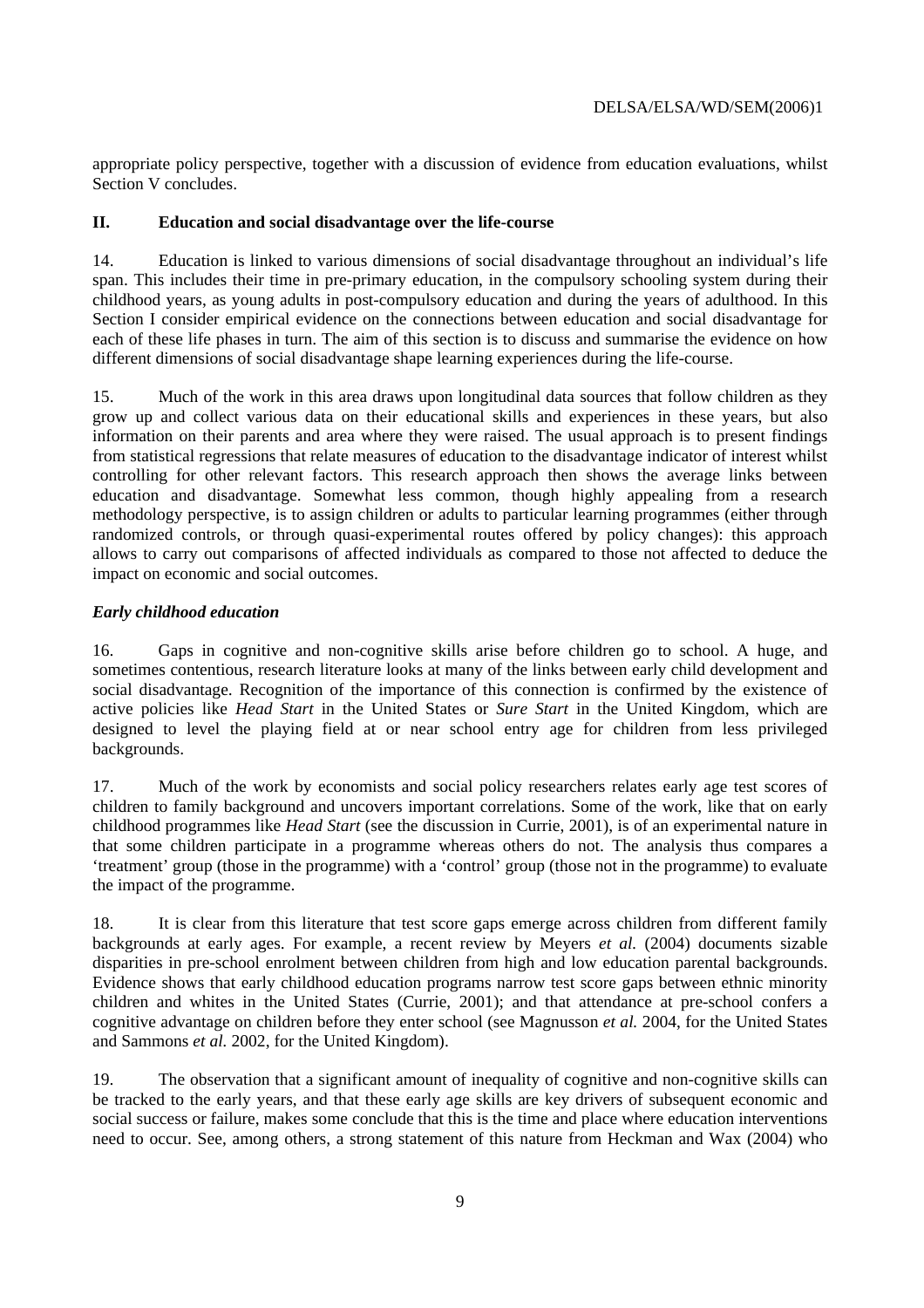appropriate policy perspective, together with a discussion of evidence from education evaluations, whilst Section V concludes.

## II. Education and social disadvantage over the life-course

14. Education is linked to various dimensions of social disadvantage throughout an individual's life span. This includes their time in pre-primary education, in the compulsory schooling system during their childhood years, as young adults in post-compulsory education and during the years of adulthood. In this Section I consider empirical evidence on the connections between education and social disadvantage for each of these life phases in turn. The aim of this section is to discuss and summarise the evidence on how different dimensions of social disadvantage shape learning experiences during the life-course.

15. Much of the work in this area draws upon longitudinal data sources that follow children as they grow up and collect various data on their educational skills and experiences in these years, but also information on their parents and area where they were raised. The usual approach is to present findings from statistical regressions that relate measures of education to the disadvantage indicator of interest whilst controlling for other relevant factors. This research approach then shows the average links between education and disadvantage. Somewhat less common, though highly appealing from a research methodology perspective, is to assign children or adults to particular learning programmes (either through randomized controls, or through quasi-experimental routes offered by policy changes): this approach allows to carry out comparisons of affected individuals as compared to those not affected to deduce the impact on economic and social outcomes.

### *Early childhood education*

16. Gaps in cognitive and non-cognitive skills arise before children go to school. A huge, and sometimes contentious, research literature looks at many of the links between early child development and social disadvantage. Recognition of the importance of this connection is confirmed by the existence of active policies like *Head Start* in the United States or *Sure Start* in the United Kingdom, which are designed to level the playing field at or near school entry age for children from less privileged backgrounds.

17. Much of the work by economists and social policy researchers relates early age test scores of children to family background and uncovers important correlations. Some of the work, like that on early childhood programmes like *Head Start* (see the discussion in Currie, 2001), is of an experimental nature in that some children participate in a programme whereas others do not. The analysis thus compares a 'treatment' group (those in the programme) with a 'control' group (those not in the programme) to evaluate the impact of the programme.

18. It is clear from this literature that test score gaps emerge across children from different family backgrounds at early ages. For example, a recent review by Meyers *et al.* (2004) documents sizable disparities in pre-school enrolment between children from high and low education parental backgrounds. Evidence shows that early childhood education programs narrow test score gaps between ethnic minority children and whites in the United States (Currie, 2001); and that attendance at pre-school confers a cognitive advantage on children before they enter school (see Magnusson *et al.* 2004, for the United States and Sammons *et al.* 2002, for the United Kingdom).

19. The observation that a significant amount of inequality of cognitive and non-cognitive skills can be tracked to the early years, and that these early age skills are key drivers of subsequent economic and social success or failure, makes some conclude that this is the time and place where education interventions need to occur. See, among others, a strong statement of this nature from Heckman and Wax (2004) who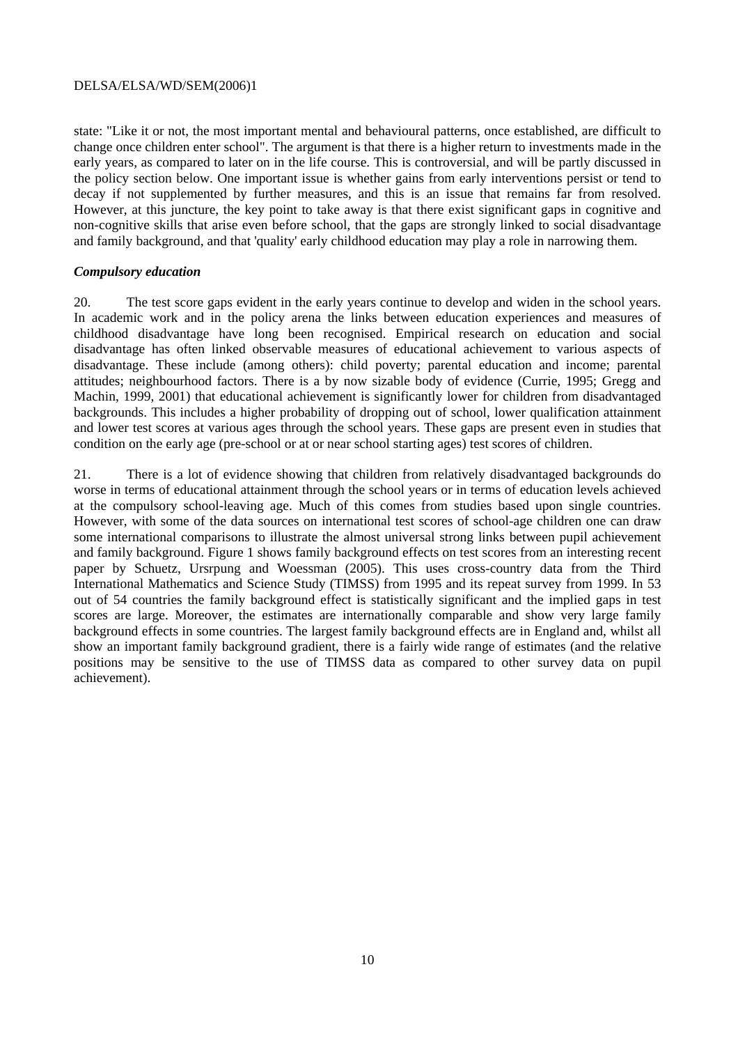state: "Like it or not, the most important mental and behavioural patterns, once established, are difficult to change once children enter school". The argument is that there is a higher return to investments made in the early years, as compared to later on in the life course. This is controversial, and will be partly discussed in the policy section below. One important issue is whether gains from early interventions persist or tend to decay if not supplemented by further measures, and this is an issue that remains far from resolved. However, at this juncture, the key point to take away is that there exist significant gaps in cognitive and non-cognitive skills that arise even before school, that the gaps are strongly linked to social disadvantage and family background, and that 'quality' early childhood education may play a role in narrowing them.

***Compulsory education***

20. The test score gaps evident in the early years continue to develop and widen in the school years. In academic work and in the policy arena the links between education experiences and measures of childhood disadvantage have long been recognised. Empirical research on education and social disadvantage has often linked observable measures of educational achievement to various aspects of disadvantage. These include (among others): child poverty; parental education and income; parental attitudes; neighbourhood factors. There is a by now sizable body of evidence (Currie, 1995; Gregg and Machin, 1999, 2001) that educational achievement is significantly lower for children from disadvantaged backgrounds. This includes a higher probability of dropping out of school, lower qualification attainment and lower test scores at various ages through the school years. These gaps are present even in studies that condition on the early age (pre-school or at or near school starting ages) test scores of children.

21. There is a lot of evidence showing that children from relatively disadvantaged backgrounds do worse in terms of educational attainment through the school years or in terms of education levels achieved at the compulsory school-leaving age. Much of this comes from studies based upon single countries. However, with some of the data sources on international test scores of school-age children one can draw some international comparisons to illustrate the almost universal strong links between pupil achievement and family background. Figure 1 shows family background effects on test scores from an interesting recent paper by Schuetz, Ursrpung and Woessman (2005). This uses cross-country data from the Third International Mathematics and Science Study (TIMSS) from 1995 and its repeat survey from 1999. In 53 out of 54 countries the family background effect is statistically significant and the implied gaps in test scores are large. Moreover, the estimates are internationally comparable and show very large family background effects in some countries. The largest family background effects are in England and, whilst all show an important family background gradient, there is a fairly wide range of estimates (and the relative positions may be sensitive to the use of TIMSS data as compared to other survey data on pupil achievement).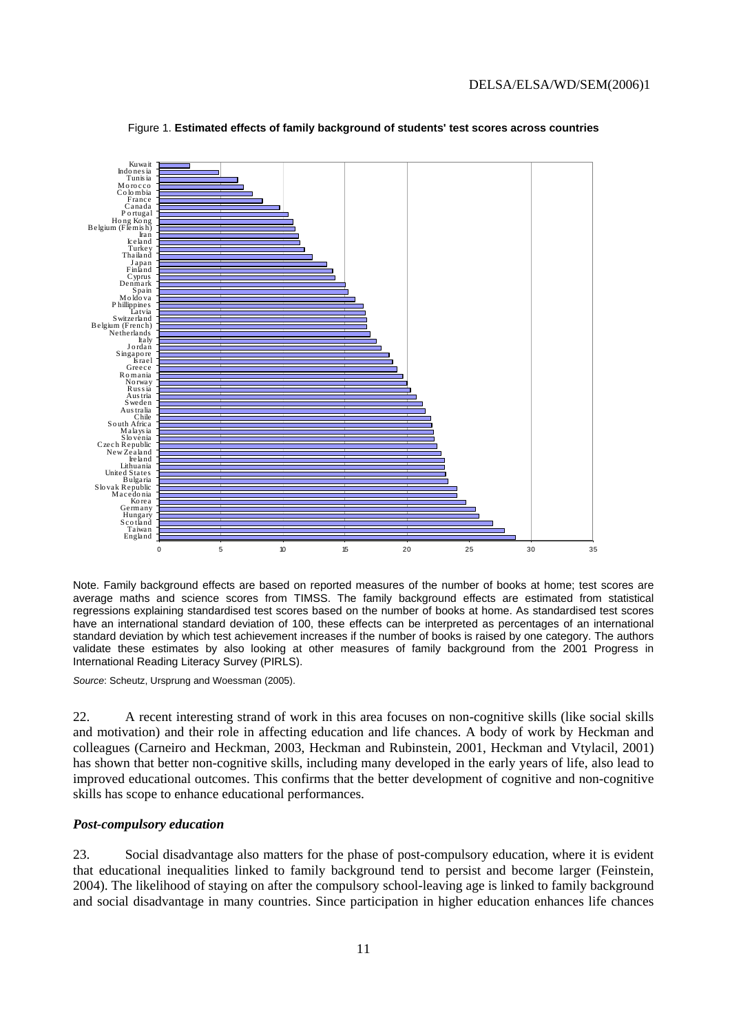Figure 1. **Estimated effects of family background of students' test scores across countries**

Note. Family background effects are based on reported measures of the number of books at home; test scores are average maths and science scores from TIMSS. The family background effects are estimated from statistical regressions explaining standardised test scores based on the number of books at home. As standardised test scores have an international standard deviation of 100, these effects can be interpreted as percentages of an international standard deviation by which test achievement increases if the number of books is raised by one category. The authors validate these estimates by also looking at other measures of family background from the 2001 Progress in International Reading Literacy Survey (PIRLS).

*Source*: Scheutz, Ursprung and Woessman (2005).

22. A recent interesting strand of work in this area focuses on non-cognitive skills (like social skills and motivation) and their role in affecting education and life chances. A body of work by Heckman and colleagues (Carneiro and Heckman, 2003, Heckman and Rubinstein, 2001, Heckman and Vtylacil, 2001) has shown that better non-cognitive skills, including many developed in the early years of life, also lead to improved educational outcomes. This confirms that the better development of cognitive and non-cognitive skills has scope to enhance educational performances.

### *Post-compulsory education*

23. Social disadvantage also matters for the phase of post-compulsory education, where it is evident that educational inequalities linked to family background tend to persist and become larger (Feinstein, 2004). The likelihood of staying on after the compulsory school-leaving age is linked to family background and social disadvantage in many countries. Since participation in higher education enhances life chances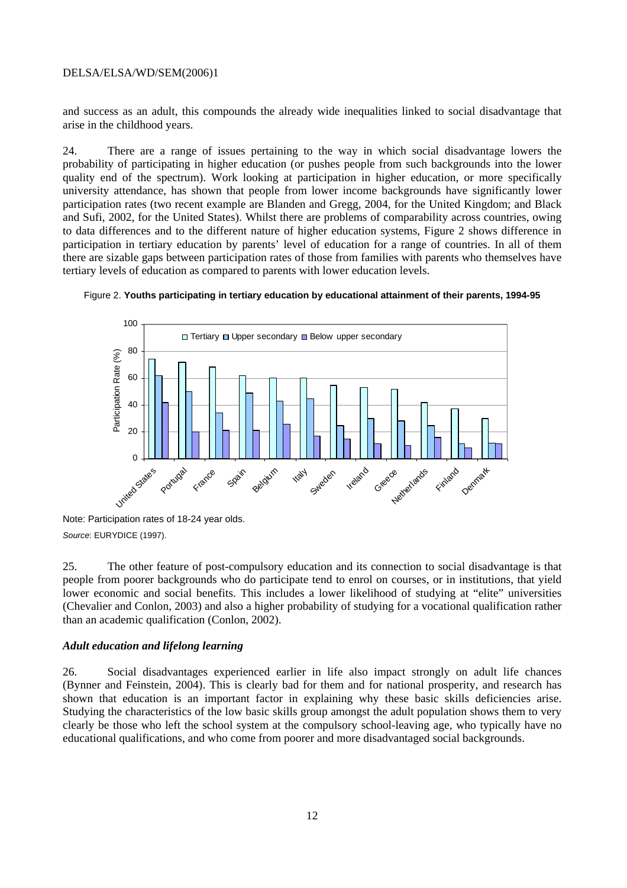and success as an adult, this compounds the already wide inequalities linked to social disadvantage that arise in the childhood years.

24. There are a range of issues pertaining to the way in which social disadvantage lowers the probability of participating in higher education (or pushes people from such backgrounds into the lower quality end of the spectrum). Work looking at participation in higher education, or more specifically university attendance, has shown that people from lower income backgrounds have significantly lower participation rates (two recent example are Blanden and Gregg, 2004, for the United Kingdom; and Black and Sufi, 2002, for the United States). Whilst there are problems of comparability across countries, owing to data differences and to the different nature of higher education systems, Figure 2 shows difference in participation in tertiary education by parents' level of education for a range of countries. In all of them there are sizable gaps between participation rates of those from families with parents who themselves have tertiary levels of education as compared to parents with lower education levels.

Figure 2. **Youths participating in tertiary education by educational attainment of their parents, 1994-95**

Note: Participation rates of 18-24 year olds.

*Source*: EURYDICE (1997).

25. The other feature of post-compulsory education and its connection to social disadvantage is that people from poorer backgrounds who do participate tend to enrol on courses, or in institutions, that yield lower economic and social benefits. This includes a lower likelihood of studying at "elite" universities (Chevalier and Conlon, 2003) and also a higher probability of studying for a vocational qualification rather than an academic qualification (Conlon, 2002).

### *Adult education and lifelong learning*

26. Social disadvantages experienced earlier in life also impact strongly on adult life chances (Bynner and Feinstein, 2004). This is clearly bad for them and for national prosperity, and research has shown that education is an important factor in explaining why these basic skills deficiencies arise. Studying the characteristics of the low basic skills group amongst the adult population shows them to very clearly be those who left the school system at the compulsory school-leaving age, who typically have no educational qualifications, and who come from poorer and more disadvantaged social backgrounds.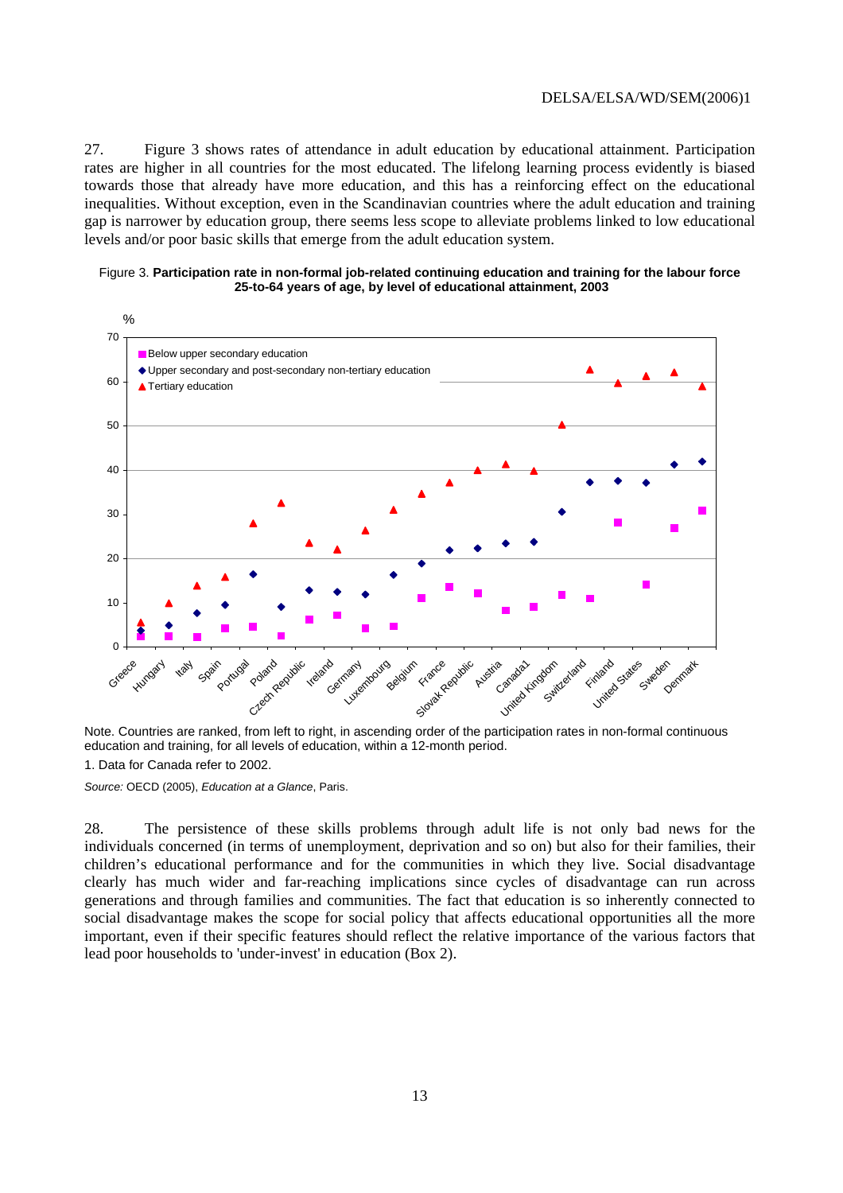27. Figure 3 shows rates of attendance in adult education by educational attainment. Participation rates are higher in all countries for the most educated. The lifelong learning process evidently is biased towards those that already have more education, and this has a reinforcing effect on the educational inequalities. Without exception, even in the Scandinavian countries where the adult education and training gap is narrower by education group, there seems less scope to alleviate problems linked to low educational levels and/or poor basic skills that emerge from the adult education system.

Figure 3. **Participation rate in non-formal job-related continuing education and training for the labour force 25-to-64 years of age, by level of educational attainment, 2003**

Note. Countries are ranked, from left to right, in ascending order of the participation rates in non-formal continuous education and training, for all levels of education, within a 12-month period.

1. Data for Canada refer to 2002.

*Source:* OECD (2005), *Education at a Glance*, Paris.

28. The persistence of these skills problems through adult life is not only bad news for the individuals concerned (in terms of unemployment, deprivation and so on) but also for their families, their children's educational performance and for the communities in which they live. Social disadvantage clearly has much wider and far-reaching implications since cycles of disadvantage can run across generations and through families and communities. The fact that education is so inherently connected to social disadvantage makes the scope for social policy that affects educational opportunities all the more important, even if their specific features should reflect the relative importance of the various factors that lead poor households to 'under-invest' in education (Box 2).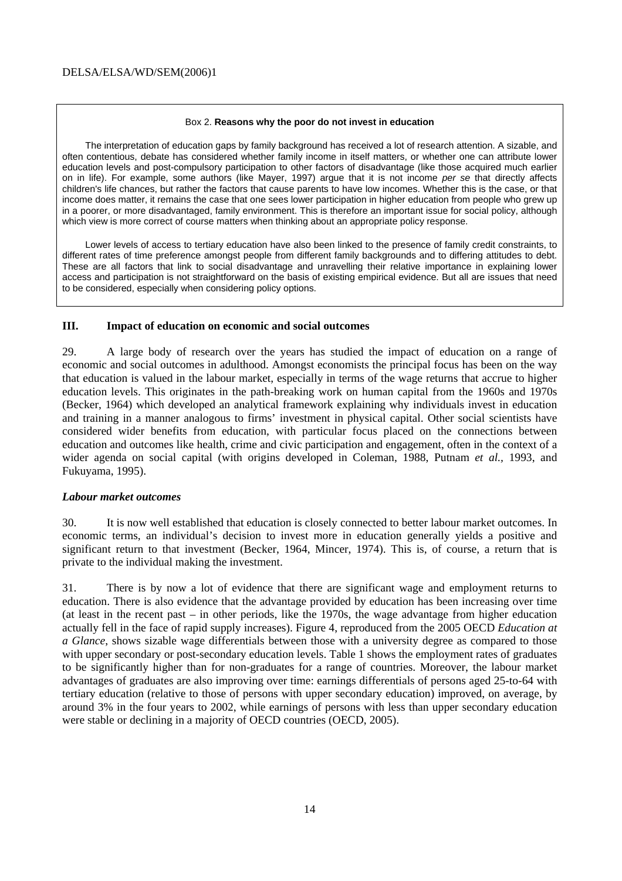Box 2. **Reasons why the poor do not invest in education**

The interpretation of education gaps by family background has received a lot of research attention. A sizable, and often contentious, debate has considered whether family income in itself matters, or whether one can attribute lower education levels and post-compulsory participation to other factors of disadvantage (like those acquired much earlier on in life). For example, some authors (like Mayer, 1997) argue that it is not income *per se* that directly affects children's life chances, but rather the factors that cause parents to have low incomes. Whether this is the case, or that income does matter, it remains the case that one sees lower participation in higher education from people who grew up in a poorer, or more disadvantaged, family environment. This is therefore an important issue for social policy, although which view is more correct of course matters when thinking about an appropriate policy response.

Lower levels of access to tertiary education have also been linked to the presence of family credit constraints, to different rates of time preference amongst people from different family backgrounds and to differing attitudes to debt. These are all factors that link to social disadvantage and unravelling their relative importance in explaining lower access and participation is not straightforward on the basis of existing empirical evidence. But all are issues that need to be considered, especially when considering policy options.

## III. Impact of education on economic and social outcomes

29. A large body of research over the years has studied the impact of education on a range of economic and social outcomes in adulthood. Amongst economists the principal focus has been on the way that education is valued in the labour market, especially in terms of the wage returns that accrue to higher education levels. This originates in the path-breaking work on human capital from the 1960s and 1970s (Becker, 1964) which developed an analytical framework explaining why individuals invest in education and training in a manner analogous to firms' investment in physical capital. Other social scientists have considered wider benefits from education, with particular focus placed on the connections between education and outcomes like health, crime and civic participation and engagement, often in the context of a wider agenda on social capital (with origins developed in Coleman, 1988, Putnam *et al.*, 1993, and Fukuyama, 1995).

### *Labour market outcomes*

30. It is now well established that education is closely connected to better labour market outcomes. In economic terms, an individual's decision to invest more in education generally yields a positive and significant return to that investment (Becker, 1964, Mincer, 1974). This is, of course, a return that is private to the individual making the investment.

31. There is by now a lot of evidence that there are significant wage and employment returns to education. There is also evidence that the advantage provided by education has been increasing over time (at least in the recent past – in other periods, like the 1970s, the wage advantage from higher education actually fell in the face of rapid supply increases). Figure 4, reproduced from the 2005 OECD *Education at a Glance*, shows sizable wage differentials between those with a university degree as compared to those with upper secondary or post-secondary education levels. Table 1 shows the employment rates of graduates to be significantly higher than for non-graduates for a range of countries. Moreover, the labour market advantages of graduates are also improving over time: earnings differentials of persons aged 25-to-64 with tertiary education (relative to those of persons with upper secondary education) improved, on average, by around 3% in the four years to 2002, while earnings of persons with less than upper secondary education were stable or declining in a majority of OECD countries (OECD, 2005).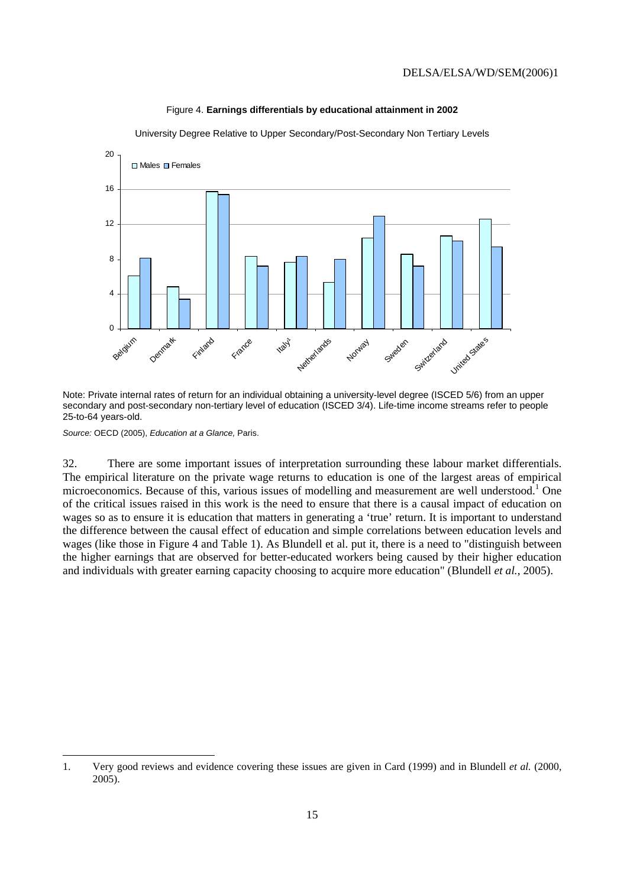Figure 4. **Earnings differentials by educational attainment in 2002**

University Degree Relative to Upper Secondary/Post-Secondary Non Tertiary Levels

Note: Private internal rates of return for an individual obtaining a university-level degree (ISCED 5/6) from an upper secondary and post-secondary non-tertiary level of education (ISCED 3/4). Life-time income streams refer to people 25-to-64 years-old.

*Source:* OECD (2005), *Education at a Glance,* Paris.

32. There are some important issues of interpretation surrounding these labour market differentials. The empirical literature on the private wage returns to education is one of the largest areas of empirical microeconomics. Because of this, various issues of modelling and measurement are well understood.[1] One of the critical issues raised in this work is the need to ensure that there is a causal impact of education on wages so as to ensure it is education that matters in generating a 'true' return. It is important to understand the difference between the causal effect of education and simple correlations between education levels and wages (like those in Figure 4 and Table 1). As Blundell et al. put it, there is a need to "distinguish between the higher earnings that are observed for better-educated workers being caused by their higher education and individuals with greater earning capacity choosing to acquire more education" (Blundell *et al.*, 2005).

1. Very good reviews and evidence covering these issues are given in Card (1999) and in Blundell *et al.* (2000, 2005).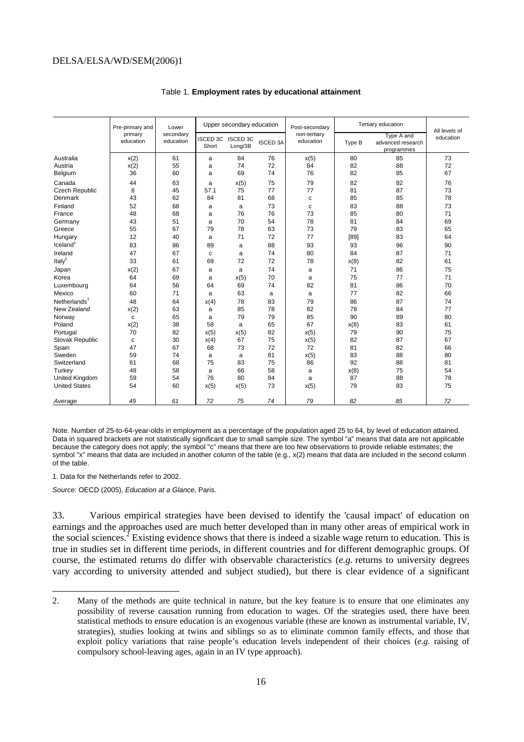Table 1. **Employment rates by educational attainment**

| | Pre-primary and primary education | Lower secondary education | Upper secondary education | | | Post-secondary non-tertiary education | Tertiary education | | All levels of education |
|---|---|---|---|---|---|---|---|---|---|
| | | | ISCED 3C Short | ISCED 3C Long/3B | ISCED 3A | | Type B | Type A and advanced research programmes | |
| Australia | x(2) | 61 | a | 84 | 76 | x(5) | 80 | 85 | 73 |
| Austria | x(2) | 55 | a | 74 | 72 | 84 | 82 | 88 | 72 |
| Belgium | 36 | 60 | a | 69 | 74 | 76 | 82 | 85 | 67 |
| Canada | 44 | 63 | a | x(5) | 75 | 79 | 82 | 82 | 76 |
| Czech Republic | 8 | 45 | 57.1 | 75 | 77 | 77 | 81 | 87 | 73 |
| Denmark | 43 | 62 | 84 | 81 | 68 | c | 85 | 85 | 78 |
| Finland | 52 | 68 | a | a | 73 | c | 83 | 88 | 73 |
| France | 48 | 68 | a | 76 | 76 | 73 | 85 | 80 | 71 |
| Germany | 43 | 51 | a | 70 | 54 | 78 | 81 | 84 | 69 |
| Greece | 55 | 67 | 79 | 78 | 63 | 73 | 79 | 83 | 65 |
| Hungary | 12 | 40 | a | 71 | 72 | 77 | [89] | 83 | 64 |
| Iceland[1] | 83 | 86 | 89 | a | 88 | 93 | 93 | 96 | 90 |
| Ireland | 47 | 67 | c | a | 74 | 80 | 84 | 87 | 71 |
| Italy[1] | 33 | 61 | 69 | 72 | 72 | 78 | x(8) | 82 | 61 |
| Japan | x(2) | 67 | a | a | 74 | a | 71 | 86 | 75 |
| Korea | 64 | 69 | a | x(5) | 70 | a | 75 | 77 | 71 |
| Luxembourg | 64 | 56 | 64 | 69 | 74 | 82 | 81 | 86 | 70 |
| Mexico | 60 | 71 | a | 63 | a | a | 77 | 82 | 66 |
| Netherlands[1] | 48 | 64 | x(4) | 78 | 83 | 79 | 86 | 87 | 74 |
| New Zealand | x(2) | 63 | a | 85 | 78 | 82 | 78 | 84 | 77 |
| Norway | c | 65 | a | 79 | 79 | 85 | 90 | 89 | 80 |
| Poland | x(2) | 38 | 58 | a | 65 | 67 | x(8) | 83 | 61 |
| Portugal | 70 | 82 | x(5) | x(5) | 82 | x(5) | 79 | 90 | 75 |
| Slovak Republic | c | 30 | x(4) | 67 | 75 | x(5) | 82 | 87 | 67 |
| Spain | 47 | 67 | 68 | 73 | 72 | 72 | 81 | 82 | 66 |
| Sweden | 59 | 74 | a | a | 81 | x(5) | 83 | 88 | 80 |
| Switzerland | 61 | 68 | 75 | 83 | 75 | 86 | 92 | 88 | 81 |
| Turkey | 48 | 58 | a | 66 | 58 | a | x(8) | 75 | 54 |
| United Kingdom | 59 | 54 | 76 | 80 | 84 | a | 87 | 88 | 78 |
| United States | 54 | 60 | x(5) | x(5) | 73 | x(5) | 79 | 83 | 75 |
| *Average* | *49* | *61* | *72* | *75* | *74* | *79* | *82* | *85* | *72* |

Note. Number of 25-to-64-year-olds in employment as a percentage of the population aged 25 to 64, by level of education attained. Data in squared brackets are not statistically significant due to small sample size. The symbol "a" means that data are not applicable because the category does not apply; the symbol "c" means that there are too few observations to provide reliable estimates; the symbol "x" means that data are included in another column of the table (e.g., x(2) means that data are included in the second column of the table.

1. Data for the Netherlands refer to 2002.

*Source*: OECD (2005), *Education at a Glance,* Paris.

33. Various empirical strategies have been devised to identify the 'causal impact' of education on earnings and the approaches used are much better developed than in many other areas of empirical work in the social sciences.[2] Existing evidence shows that there is indeed a sizable wage return to education. This is true in studies set in different time periods, in different countries and for different demographic groups. Of course, the estimated returns do differ with observable characteristics (*e.g.* returns to university degrees vary according to university attended and subject studied), but there is clear evidence of a significant

2. Many of the methods are quite technical in nature, but the key feature is to ensure that one eliminates any possibility of reverse causation running from education to wages. Of the strategies used, there have been statistical methods to ensure education is an exogenous variable (these are known as instrumental variable, IV, strategies), studies looking at twins and siblings so as to eliminate common family effects, and those that exploit policy variations that raise people's education levels independent of their choices (*e.g.* raising of compulsory school-leaving ages, again in an IV type approach).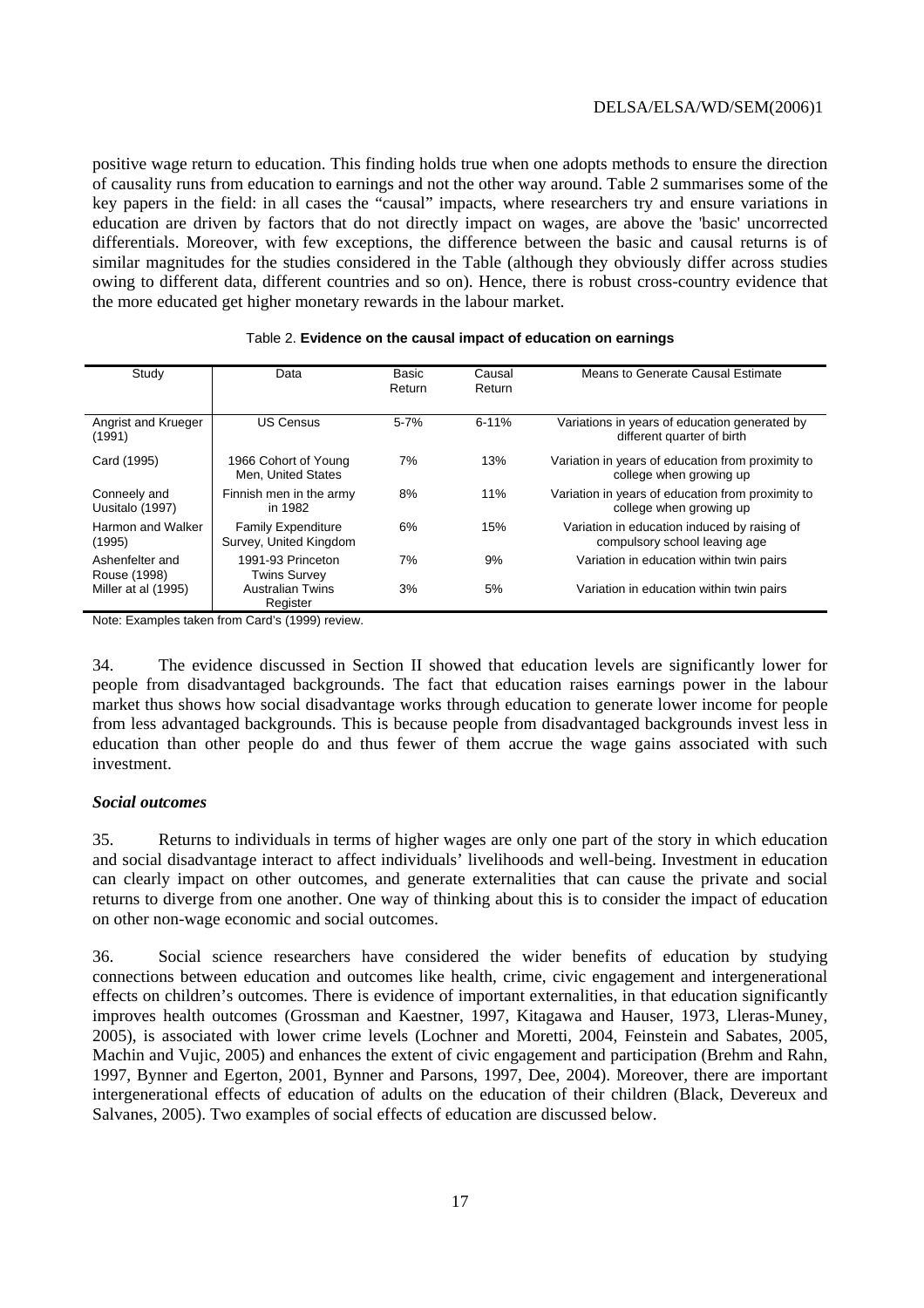positive wage return to education. This finding holds true when one adopts methods to ensure the direction of causality runs from education to earnings and not the other way around. Table 2 summarises some of the key papers in the field: in all cases the "causal" impacts, where researchers try and ensure variations in education are driven by factors that do not directly impact on wages, are above the 'basic' uncorrected differentials. Moreover, with few exceptions, the difference between the basic and causal returns is of similar magnitudes for the studies considered in the Table (although they obviously differ across studies owing to different data, different countries and so on). Hence, there is robust cross-country evidence that the more educated get higher monetary rewards in the labour market.

Table 2. **Evidence on the causal impact of education on earnings**

| Study | Data | Basic Return | Causal Return | Means to Generate Causal Estimate |
|---|---|---|---|---|
| Angrist and Krueger (1991) | US Census | 5-7% | 6-11% | Variations in years of education generated by different quarter of birth |
| Card (1995) | 1966 Cohort of Young Men, United States | 7% | 13% | Variation in years of education from proximity to college when growing up |
| Conneely and Uusitalo (1997) | Finnish men in the army in 1982 | 8% | 11% | Variation in years of education from proximity to college when growing up |
| Harmon and Walker (1995) | Family Expenditure Survey, United Kingdom | 6% | 15% | Variation in education induced by raising of compulsory school leaving age |
| Ashenfelter and Rouse (1998) | 1991-93 Princeton Twins Survey | 7% | 9% | Variation in education within twin pairs |
| Miller at al (1995) | Australian Twins Register | 3% | 5% | Variation in education within twin pairs |

Note: Examples taken from Card's (1999) review.

34. The evidence discussed in Section II showed that education levels are significantly lower for people from disadvantaged backgrounds. The fact that education raises earnings power in the labour market thus shows how social disadvantage works through education to generate lower income for people from less advantaged backgrounds. This is because people from disadvantaged backgrounds invest less in education than other people do and thus fewer of them accrue the wage gains associated with such investment.

### *Social outcomes*

35. Returns to individuals in terms of higher wages are only one part of the story in which education and social disadvantage interact to affect individuals' livelihoods and well-being. Investment in education can clearly impact on other outcomes, and generate externalities that can cause the private and social returns to diverge from one another. One way of thinking about this is to consider the impact of education on other non-wage economic and social outcomes.

36. Social science researchers have considered the wider benefits of education by studying connections between education and outcomes like health, crime, civic engagement and intergenerational effects on children's outcomes. There is evidence of important externalities, in that education significantly improves health outcomes (Grossman and Kaestner, 1997, Kitagawa and Hauser, 1973, Lleras-Muney, 2005), is associated with lower crime levels (Lochner and Moretti, 2004, Feinstein and Sabates, 2005, Machin and Vujic, 2005) and enhances the extent of civic engagement and participation (Brehm and Rahn, 1997, Bynner and Egerton, 2001, Bynner and Parsons, 1997, Dee, 2004). Moreover, there are important intergenerational effects of education of adults on the education of their children (Black, Devereux and Salvanes, 2005). Two examples of social effects of education are discussed below.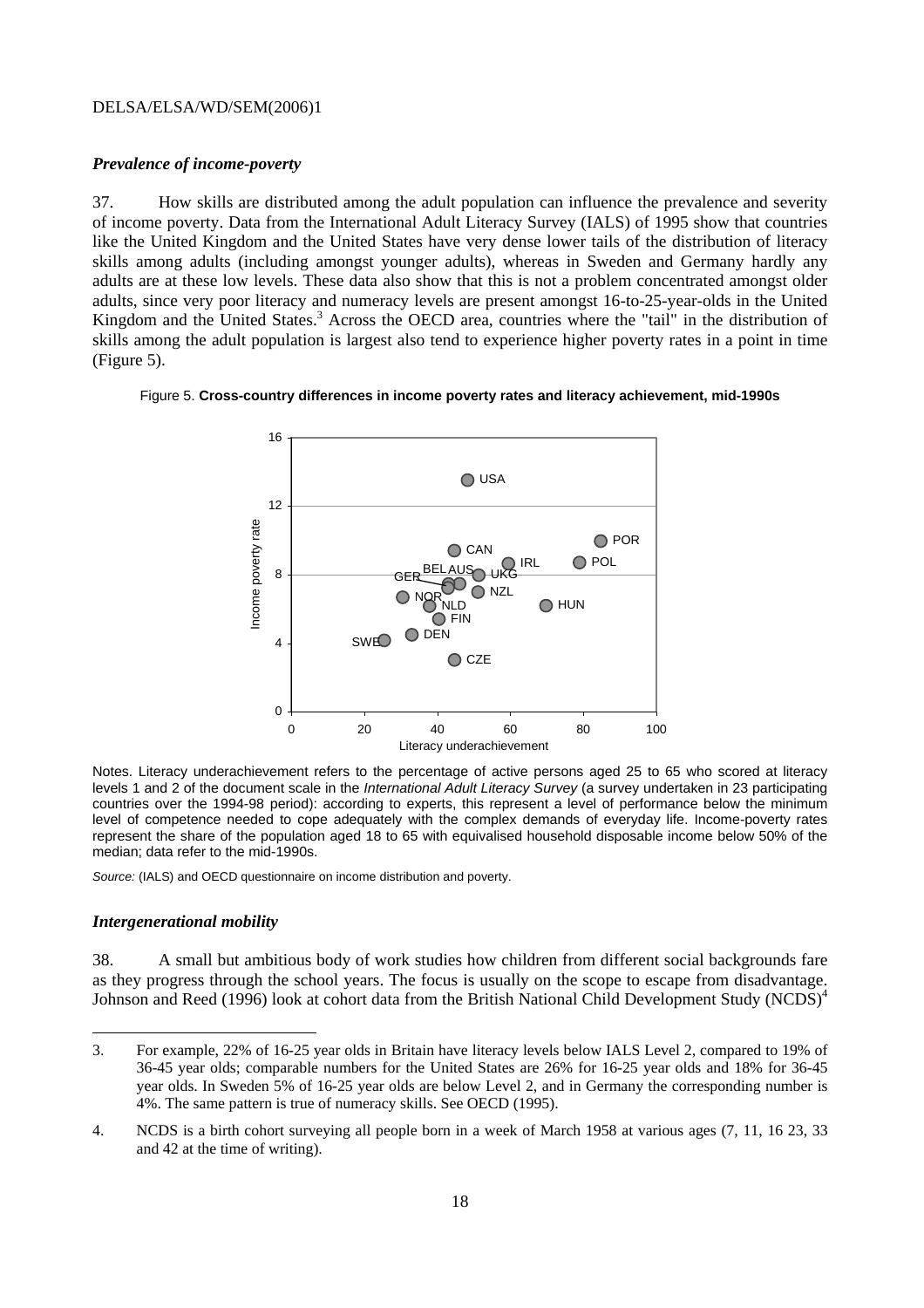### *Prevalence of income-poverty*

37. How skills are distributed among the adult population can influence the prevalence and severity of income poverty. Data from the International Adult Literacy Survey (IALS) of 1995 show that countries like the United Kingdom and the United States have very dense lower tails of the distribution of literacy skills among adults (including amongst younger adults), whereas in Sweden and Germany hardly any adults are at these low levels. These data also show that this is not a problem concentrated amongst older adults, since very poor literacy and numeracy levels are present amongst 16-to-25-year-olds in the United Kingdom and the United States.[3] Across the OECD area, countries where the "tail" in the distribution of skills among the adult population is largest also tend to experience higher poverty rates in a point in time (Figure 5).

Figure 5. **Cross-country differences in income poverty rates and literacy achievement, mid-1990s**

Notes. Literacy underachievement refers to the percentage of active persons aged 25 to 65 who scored at literacy levels 1 and 2 of the document scale in the *International Adult Literacy Survey* (a survey undertaken in 23 participating countries over the 1994-98 period): according to experts, this represent a level of performance below the minimum level of competence needed to cope adequately with the complex demands of everyday life. Income-poverty rates represent the share of the population aged 18 to 65 with equivalised household disposable income below 50% of the median; data refer to the mid-1990s.

*Source:* (IALS) and OECD questionnaire on income distribution and poverty.

### *Intergenerational mobility*

38. A small but ambitious body of work studies how children from different social backgrounds fare as they progress through the school years. The focus is usually on the scope to escape from disadvantage. Johnson and Reed (1996) look at cohort data from the British National Child Development Study (NCDS)[4]

---

3. For example, 22% of 16-25 year olds in Britain have literacy levels below IALS Level 2, compared to 19% of 36-45 year olds; comparable numbers for the United States are 26% for 16-25 year olds and 18% for 36-45 year olds. In Sweden 5% of 16-25 year olds are below Level 2, and in Germany the corresponding number is 4%. The same pattern is true of numeracy skills. See OECD (1995).

4. NCDS is a birth cohort surveying all people born in a week of March 1958 at various ages (7, 11, 16 23, 33 and 42 at the time of writing).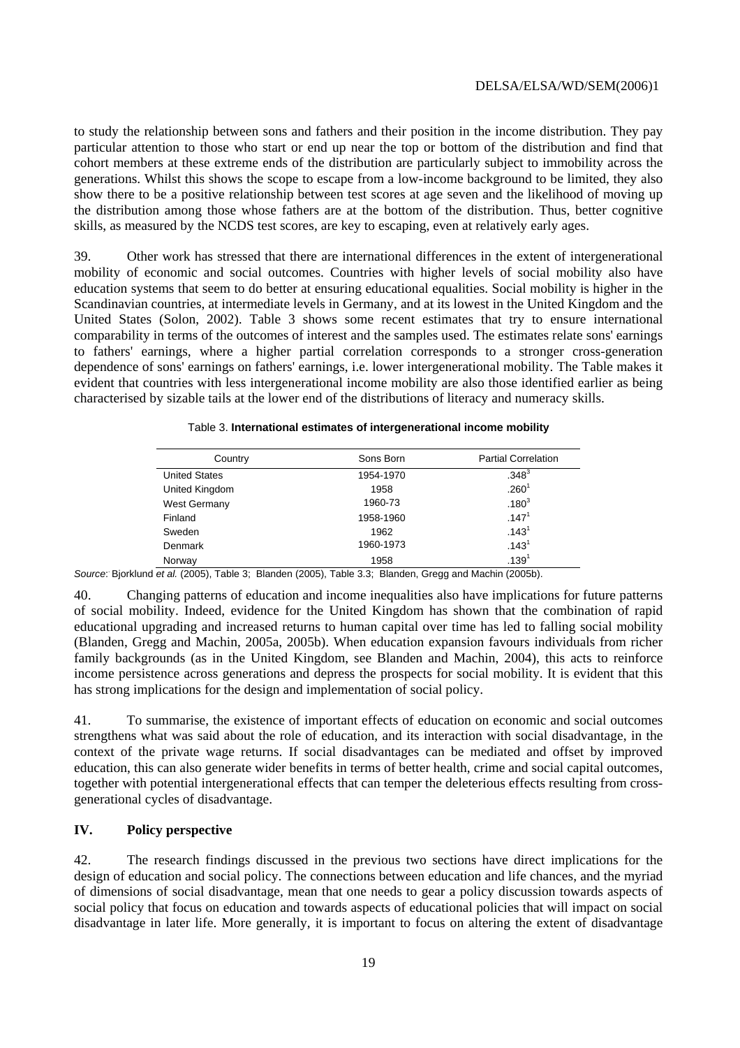to study the relationship between sons and fathers and their position in the income distribution. They pay particular attention to those who start or end up near the top or bottom of the distribution and find that cohort members at these extreme ends of the distribution are particularly subject to immobility across the generations. Whilst this shows the scope to escape from a low-income background to be limited, they also show there to be a positive relationship between test scores at age seven and the likelihood of moving up the distribution among those whose fathers are at the bottom of the distribution. Thus, better cognitive skills, as measured by the NCDS test scores, are key to escaping, even at relatively early ages.

39. Other work has stressed that there are international differences in the extent of intergenerational mobility of economic and social outcomes. Countries with higher levels of social mobility also have education systems that seem to do better at ensuring educational equalities. Social mobility is higher in the Scandinavian countries, at intermediate levels in Germany, and at its lowest in the United Kingdom and the United States (Solon, 2002). Table 3 shows some recent estimates that try to ensure international comparability in terms of the outcomes of interest and the samples used. The estimates relate sons' earnings to fathers' earnings, where a higher partial correlation corresponds to a stronger cross-generation dependence of sons' earnings on fathers' earnings, i.e. lower intergenerational mobility. The Table makes it evident that countries with less intergenerational income mobility are also those identified earlier as being characterised by sizable tails at the lower end of the distributions of literacy and numeracy skills.

Table 3. **International estimates of intergenerational income mobility**

| Country | Sons Born | Partial Correlation |
|---|---|---|
| United States | 1954-1970 | .348[3] |
| United Kingdom | 1958 | .260[1] |
| West Germany | 1960-73 | .180[3] |
| Finland | 1958-1960 | .147[1] |
| Sweden | 1962 | .143[1] |
| Denmark | 1960-1973 | .143[1] |
| Norway | 1958 | .139[1] |

*Source:* Bjorklund *et al.* (2005), Table 3; Blanden (2005), Table 3.3; Blanden, Gregg and Machin (2005b).

40. Changing patterns of education and income inequalities also have implications for future patterns of social mobility. Indeed, evidence for the United Kingdom has shown that the combination of rapid educational upgrading and increased returns to human capital over time has led to falling social mobility (Blanden, Gregg and Machin, 2005a, 2005b). When education expansion favours individuals from richer family backgrounds (as in the United Kingdom, see Blanden and Machin, 2004), this acts to reinforce income persistence across generations and depress the prospects for social mobility. It is evident that this has strong implications for the design and implementation of social policy.

41. To summarise, the existence of important effects of education on economic and social outcomes strengthens what was said about the role of education, and its interaction with social disadvantage, in the context of the private wage returns. If social disadvantages can be mediated and offset by improved education, this can also generate wider benefits in terms of better health, crime and social capital outcomes, together with potential intergenerational effects that can temper the deleterious effects resulting from cross-generational cycles of disadvantage.

## IV. Policy perspective

42. The research findings discussed in the previous two sections have direct implications for the design of education and social policy. The connections between education and life chances, and the myriad of dimensions of social disadvantage, mean that one needs to gear a policy discussion towards aspects of social policy that focus on education and towards aspects of educational policies that will impact on social disadvantage in later life. More generally, it is important to focus on altering the extent of disadvantage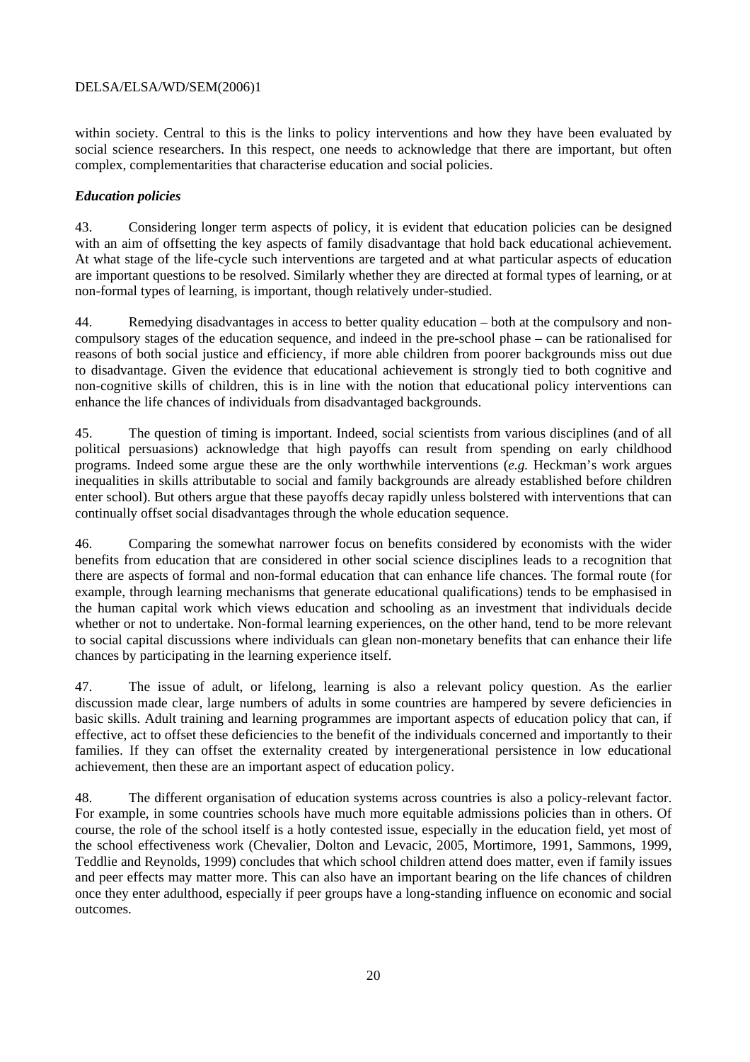within society. Central to this is the links to policy interventions and how they have been evaluated by social science researchers. In this respect, one needs to acknowledge that there are important, but often complex, complementarities that characterise education and social policies.

### *Education policies*

43. Considering longer term aspects of policy, it is evident that education policies can be designed with an aim of offsetting the key aspects of family disadvantage that hold back educational achievement. At what stage of the life-cycle such interventions are targeted and at what particular aspects of education are important questions to be resolved. Similarly whether they are directed at formal types of learning, or at non-formal types of learning, is important, though relatively under-studied.

44. Remedying disadvantages in access to better quality education – both at the compulsory and non-compulsory stages of the education sequence, and indeed in the pre-school phase – can be rationalised for reasons of both social justice and efficiency, if more able children from poorer backgrounds miss out due to disadvantage. Given the evidence that educational achievement is strongly tied to both cognitive and non-cognitive skills of children, this is in line with the notion that educational policy interventions can enhance the life chances of individuals from disadvantaged backgrounds.

45. The question of timing is important. Indeed, social scientists from various disciplines (and of all political persuasions) acknowledge that high payoffs can result from spending on early childhood programs. Indeed some argue these are the only worthwhile interventions (*e.g.* Heckman's work argues inequalities in skills attributable to social and family backgrounds are already established before children enter school). But others argue that these payoffs decay rapidly unless bolstered with interventions that can continually offset social disadvantages through the whole education sequence.

46. Comparing the somewhat narrower focus on benefits considered by economists with the wider benefits from education that are considered in other social science disciplines leads to a recognition that there are aspects of formal and non-formal education that can enhance life chances. The formal route (for example, through learning mechanisms that generate educational qualifications) tends to be emphasised in the human capital work which views education and schooling as an investment that individuals decide whether or not to undertake. Non-formal learning experiences, on the other hand, tend to be more relevant to social capital discussions where individuals can glean non-monetary benefits that can enhance their life chances by participating in the learning experience itself.

47. The issue of adult, or lifelong, learning is also a relevant policy question. As the earlier discussion made clear, large numbers of adults in some countries are hampered by severe deficiencies in basic skills. Adult training and learning programmes are important aspects of education policy that can, if effective, act to offset these deficiencies to the benefit of the individuals concerned and importantly to their families. If they can offset the externality created by intergenerational persistence in low educational achievement, then these are an important aspect of education policy.

48. The different organisation of education systems across countries is also a policy-relevant factor. For example, in some countries schools have much more equitable admissions policies than in others. Of course, the role of the school itself is a hotly contested issue, especially in the education field, yet most of the school effectiveness work (Chevalier, Dolton and Levacic, 2005, Mortimore, 1991, Sammons, 1999, Teddlie and Reynolds, 1999) concludes that which school children attend does matter, even if family issues and peer effects may matter more. This can also have an important bearing on the life chances of children once they enter adulthood, especially if peer groups have a long-standing influence on economic and social outcomes.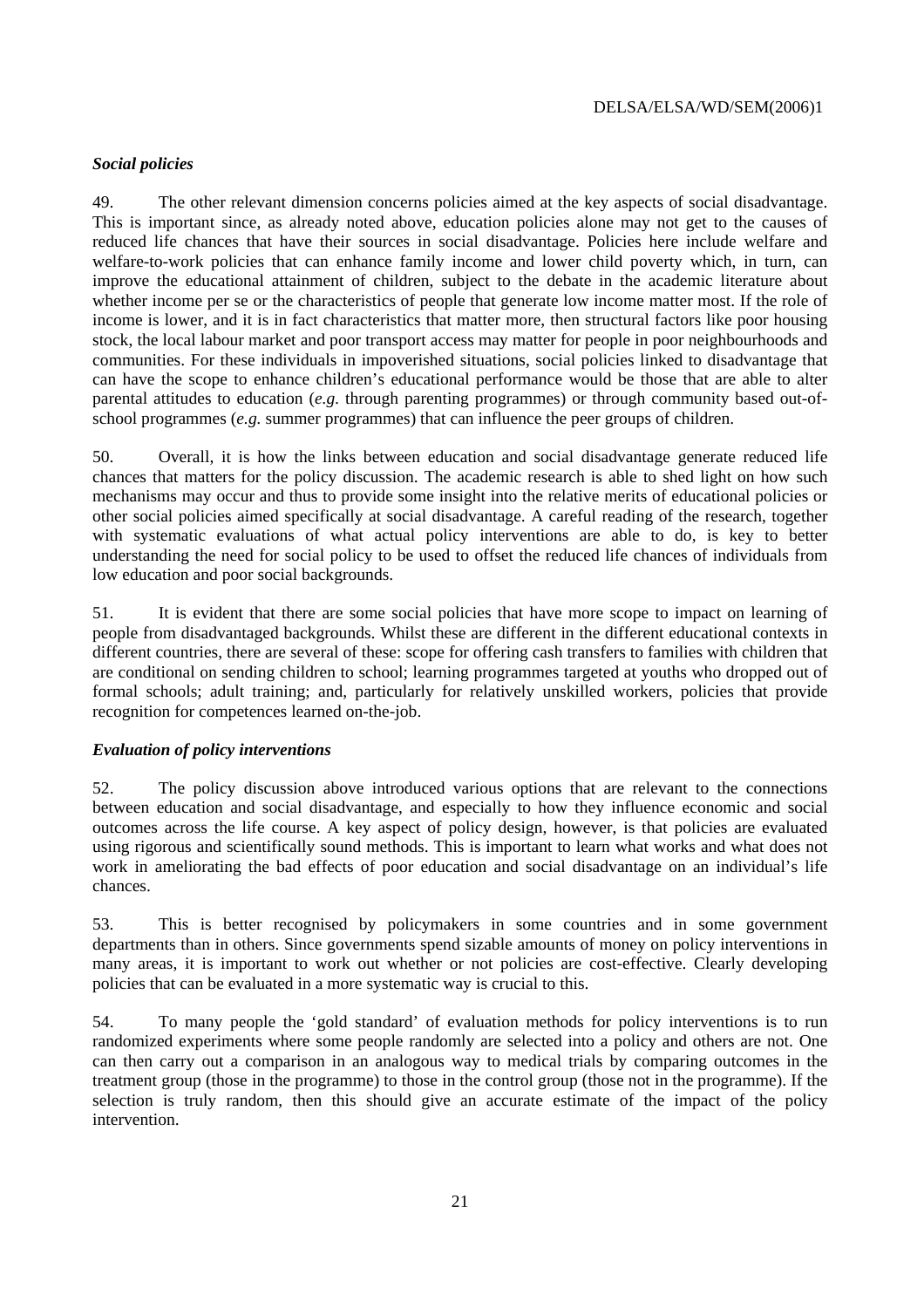### *Social policies*

49. The other relevant dimension concerns policies aimed at the key aspects of social disadvantage. This is important since, as already noted above, education policies alone may not get to the causes of reduced life chances that have their sources in social disadvantage. Policies here include welfare and welfare-to-work policies that can enhance family income and lower child poverty which, in turn, can improve the educational attainment of children, subject to the debate in the academic literature about whether income per se or the characteristics of people that generate low income matter most. If the role of income is lower, and it is in fact characteristics that matter more, then structural factors like poor housing stock, the local labour market and poor transport access may matter for people in poor neighbourhoods and communities. For these individuals in impoverished situations, social policies linked to disadvantage that can have the scope to enhance children's educational performance would be those that are able to alter parental attitudes to education (*e.g.* through parenting programmes) or through community based out-of-school programmes (*e.g.* summer programmes) that can influence the peer groups of children.

50. Overall, it is how the links between education and social disadvantage generate reduced life chances that matters for the policy discussion. The academic research is able to shed light on how such mechanisms may occur and thus to provide some insight into the relative merits of educational policies or other social policies aimed specifically at social disadvantage. A careful reading of the research, together with systematic evaluations of what actual policy interventions are able to do, is key to better understanding the need for social policy to be used to offset the reduced life chances of individuals from low education and poor social backgrounds.

51. It is evident that there are some social policies that have more scope to impact on learning of people from disadvantaged backgrounds. Whilst these are different in the different educational contexts in different countries, there are several of these: scope for offering cash transfers to families with children that are conditional on sending children to school; learning programmes targeted at youths who dropped out of formal schools; adult training; and, particularly for relatively unskilled workers, policies that provide recognition for competences learned on-the-job.

### *Evaluation of policy interventions*

52. The policy discussion above introduced various options that are relevant to the connections between education and social disadvantage, and especially to how they influence economic and social outcomes across the life course. A key aspect of policy design, however, is that policies are evaluated using rigorous and scientifically sound methods. This is important to learn what works and what does not work in ameliorating the bad effects of poor education and social disadvantage on an individual's life chances.

53. This is better recognised by policymakers in some countries and in some government departments than in others. Since governments spend sizable amounts of money on policy interventions in many areas, it is important to work out whether or not policies are cost-effective. Clearly developing policies that can be evaluated in a more systematic way is crucial to this.

54. To many people the 'gold standard' of evaluation methods for policy interventions is to run randomized experiments where some people randomly are selected into a policy and others are not. One can then carry out a comparison in an analogous way to medical trials by comparing outcomes in the treatment group (those in the programme) to those in the control group (those not in the programme). If the selection is truly random, then this should give an accurate estimate of the impact of the policy intervention.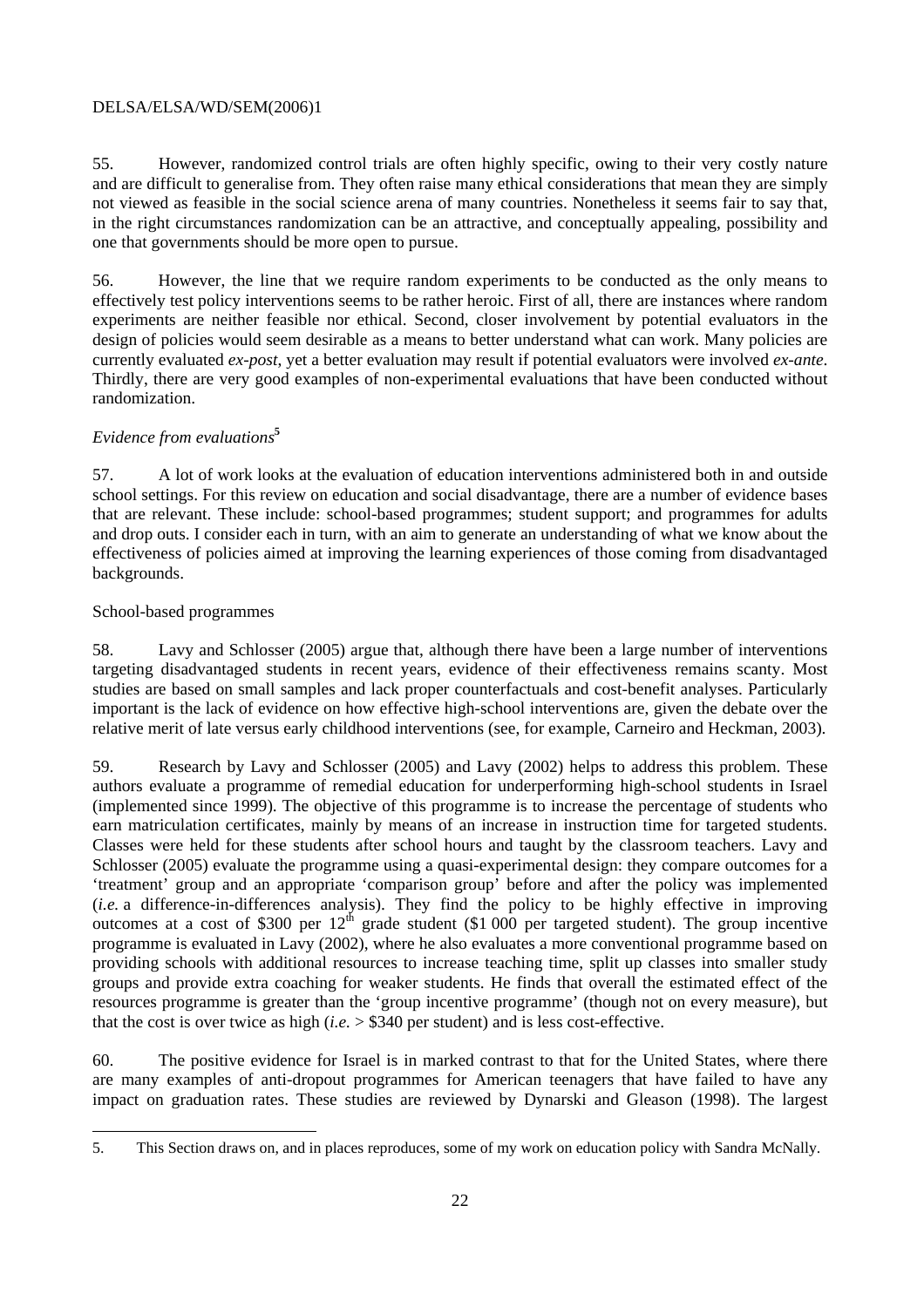55. However, randomized control trials are often highly specific, owing to their very costly nature and are difficult to generalise from. They often raise many ethical considerations that mean they are simply not viewed as feasible in the social science arena of many countries. Nonetheless it seems fair to say that, in the right circumstances randomization can be an attractive, and conceptually appealing, possibility and one that governments should be more open to pursue.

56. However, the line that we require random experiments to be conducted as the only means to effectively test policy interventions seems to be rather heroic. First of all, there are instances where random experiments are neither feasible nor ethical. Second, closer involvement by potential evaluators in the design of policies would seem desirable as a means to better understand what can work. Many policies are currently evaluated *ex-post*, yet a better evaluation may result if potential evaluators were involved *ex-ante*. Thirdly, there are very good examples of non-experimental evaluations that have been conducted without randomization.

### *Evidence from evaluations*[5]

57. A lot of work looks at the evaluation of education interventions administered both in and outside school settings. For this review on education and social disadvantage, there are a number of evidence bases that are relevant. These include: school-based programmes; student support; and programmes for adults and drop outs. I consider each in turn, with an aim to generate an understanding of what we know about the effectiveness of policies aimed at improving the learning experiences of those coming from disadvantaged backgrounds.

#### School-based programmes

58. Lavy and Schlosser (2005) argue that, although there have been a large number of interventions targeting disadvantaged students in recent years, evidence of their effectiveness remains scanty. Most studies are based on small samples and lack proper counterfactuals and cost-benefit analyses. Particularly important is the lack of evidence on how effective high-school interventions are, given the debate over the relative merit of late versus early childhood interventions (see, for example, Carneiro and Heckman, 2003).

59. Research by Lavy and Schlosser (2005) and Lavy (2002) helps to address this problem. These authors evaluate a programme of remedial education for underperforming high-school students in Israel (implemented since 1999). The objective of this programme is to increase the percentage of students who earn matriculation certificates, mainly by means of an increase in instruction time for targeted students. Classes were held for these students after school hours and taught by the classroom teachers. Lavy and Schlosser (2005) evaluate the programme using a quasi-experimental design: they compare outcomes for a 'treatment' group and an appropriate 'comparison group' before and after the policy was implemented (*i.e.* a difference-in-differences analysis). They find the policy to be highly effective in improving outcomes at a cost of \$300 per 12$^{th}$ grade student (\$1 000 per targeted student). The group incentive programme is evaluated in Lavy (2002), where he also evaluates a more conventional programme based on providing schools with additional resources to increase teaching time, split up classes into smaller study groups and provide extra coaching for weaker students. He finds that overall the estimated effect of the resources programme is greater than the 'group incentive programme' (though not on every measure), but that the cost is over twice as high (*i.e.* > \$340 per student) and is less cost-effective.

60. The positive evidence for Israel is in marked contrast to that for the United States, where there are many examples of anti-dropout programmes for American teenagers that have failed to have any impact on graduation rates. These studies are reviewed by Dynarski and Gleason (1998). The largest

---

5. This Section draws on, and in places reproduces, some of my work on education policy with Sandra McNally.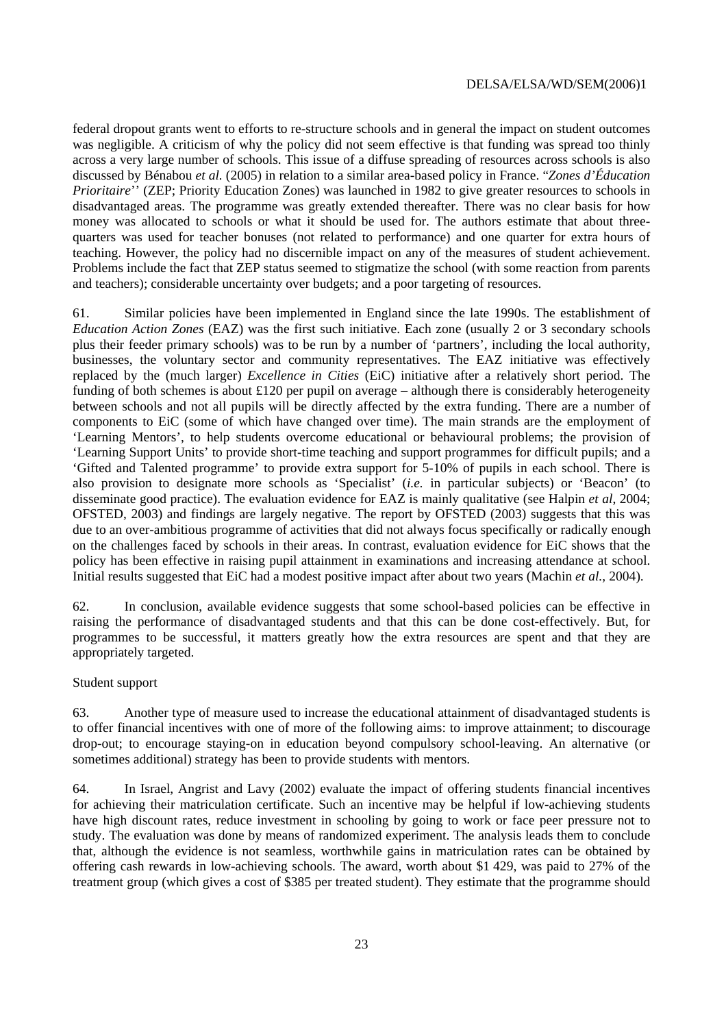federal dropout grants went to efforts to re-structure schools and in general the impact on student outcomes was negligible. A criticism of why the policy did not seem effective is that funding was spread too thinly across a very large number of schools. This issue of a diffuse spreading of resources across schools is also discussed by Bénabou *et al.* (2005) in relation to a similar area-based policy in France. "*Zones d'Éducation Prioritaire*'' (ZEP; Priority Education Zones) was launched in 1982 to give greater resources to schools in disadvantaged areas. The programme was greatly extended thereafter. There was no clear basis for how money was allocated to schools or what it should be used for. The authors estimate that about three-quarters was used for teacher bonuses (not related to performance) and one quarter for extra hours of teaching. However, the policy had no discernible impact on any of the measures of student achievement. Problems include the fact that ZEP status seemed to stigmatize the school (with some reaction from parents and teachers); considerable uncertainty over budgets; and a poor targeting of resources.

61. Similar policies have been implemented in England since the late 1990s. The establishment of *Education Action Zones* (EAZ) was the first such initiative. Each zone (usually 2 or 3 secondary schools plus their feeder primary schools) was to be run by a number of 'partners', including the local authority, businesses, the voluntary sector and community representatives. The EAZ initiative was effectively replaced by the (much larger) *Excellence in Cities* (EiC) initiative after a relatively short period. The funding of both schemes is about £120 per pupil on average – although there is considerably heterogeneity between schools and not all pupils will be directly affected by the extra funding. There are a number of components to EiC (some of which have changed over time). The main strands are the employment of 'Learning Mentors', to help students overcome educational or behavioural problems; the provision of 'Learning Support Units' to provide short-time teaching and support programmes for difficult pupils; and a 'Gifted and Talented programme' to provide extra support for 5-10% of pupils in each school. There is also provision to designate more schools as 'Specialist' (*i.e.* in particular subjects) or 'Beacon' (to disseminate good practice). The evaluation evidence for EAZ is mainly qualitative (see Halpin *et al*, 2004; OFSTED, 2003) and findings are largely negative. The report by OFSTED (2003) suggests that this was due to an over-ambitious programme of activities that did not always focus specifically or radically enough on the challenges faced by schools in their areas. In contrast, evaluation evidence for EiC shows that the policy has been effective in raising pupil attainment in examinations and increasing attendance at school. Initial results suggested that EiC had a modest positive impact after about two years (Machin *et al.*, 2004).

62. In conclusion, available evidence suggests that some school-based policies can be effective in raising the performance of disadvantaged students and that this can be done cost-effectively. But, for programmes to be successful, it matters greatly how the extra resources are spent and that they are appropriately targeted.

Student support

63. Another type of measure used to increase the educational attainment of disadvantaged students is to offer financial incentives with one of more of the following aims: to improve attainment; to discourage drop-out; to encourage staying-on in education beyond compulsory school-leaving. An alternative (or sometimes additional) strategy has been to provide students with mentors.

64. In Israel, Angrist and Lavy (2002) evaluate the impact of offering students financial incentives for achieving their matriculation certificate. Such an incentive may be helpful if low-achieving students have high discount rates, reduce investment in schooling by going to work or face peer pressure not to study. The evaluation was done by means of randomized experiment. The analysis leads them to conclude that, although the evidence is not seamless, worthwhile gains in matriculation rates can be obtained by offering cash rewards in low-achieving schools. The award, worth about $1 429, was paid to 27% of the treatment group (which gives a cost of $385 per treated student). They estimate that the programme should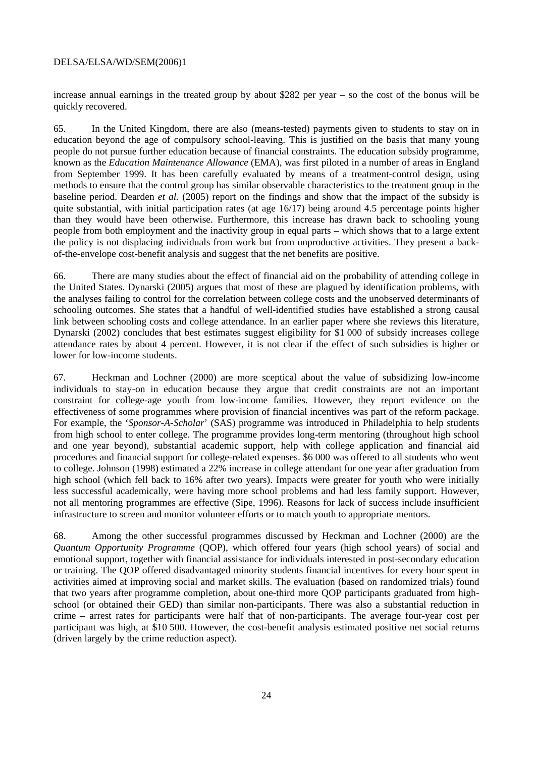increase annual earnings in the treated group by about $282 per year – so the cost of the bonus will be quickly recovered.

65. In the United Kingdom, there are also (means-tested) payments given to students to stay on in education beyond the age of compulsory school-leaving. This is justified on the basis that many young people do not pursue further education because of financial constraints. The education subsidy programme, known as the *Education Maintenance Allowance* (EMA), was first piloted in a number of areas in England from September 1999. It has been carefully evaluated by means of a treatment-control design, using methods to ensure that the control group has similar observable characteristics to the treatment group in the baseline period. Dearden *et al.* (2005) report on the findings and show that the impact of the subsidy is quite substantial, with initial participation rates (at age 16/17) being around 4.5 percentage points higher than they would have been otherwise. Furthermore, this increase has drawn back to schooling young people from both employment and the inactivity group in equal parts – which shows that to a large extent the policy is not displacing individuals from work but from unproductive activities. They present a back-of-the-envelope cost-benefit analysis and suggest that the net benefits are positive.

66. There are many studies about the effect of financial aid on the probability of attending college in the United States. Dynarski (2005) argues that most of these are plagued by identification problems, with the analyses failing to control for the correlation between college costs and the unobserved determinants of schooling outcomes. She states that a handful of well-identified studies have established a strong causal link between schooling costs and college attendance. In an earlier paper where she reviews this literature, Dynarski (2002) concludes that best estimates suggest eligibility for $1 000 of subsidy increases college attendance rates by about 4 percent. However, it is not clear if the effect of such subsidies is higher or lower for low-income students.

67. Heckman and Lochner (2000) are more sceptical about the value of subsidizing low-income individuals to stay-on in education because they argue that credit constraints are not an important constraint for college-age youth from low-income families. However, they report evidence on the effectiveness of some programmes where provision of financial incentives was part of the reform package. For example, the '*Sponsor-A-Scholar*' (SAS) programme was introduced in Philadelphia to help students from high school to enter college. The programme provides long-term mentoring (throughout high school and one year beyond), substantial academic support, help with college application and financial aid procedures and financial support for college-related expenses. $6 000 was offered to all students who went to college. Johnson (1998) estimated a 22% increase in college attendant for one year after graduation from high school (which fell back to 16% after two years). Impacts were greater for youth who were initially less successful academically, were having more school problems and had less family support. However, not all mentoring programmes are effective (Sipe, 1996). Reasons for lack of success include insufficient infrastructure to screen and monitor volunteer efforts or to match youth to appropriate mentors.

68. Among the other successful programmes discussed by Heckman and Lochner (2000) are the *Quantum Opportunity Programme* (QOP), which offered four years (high school years) of social and emotional support, together with financial assistance for individuals interested in post-secondary education or training. The QOP offered disadvantaged minority students financial incentives for every hour spent in activities aimed at improving social and market skills. The evaluation (based on randomized trials) found that two years after programme completion, about one-third more QOP participants graduated from high-school (or obtained their GED) than similar non-participants. There was also a substantial reduction in crime – arrest rates for participants were half that of non-participants. The average four-year cost per participant was high, at $10 500. However, the cost-benefit analysis estimated positive net social returns (driven largely by the crime reduction aspect).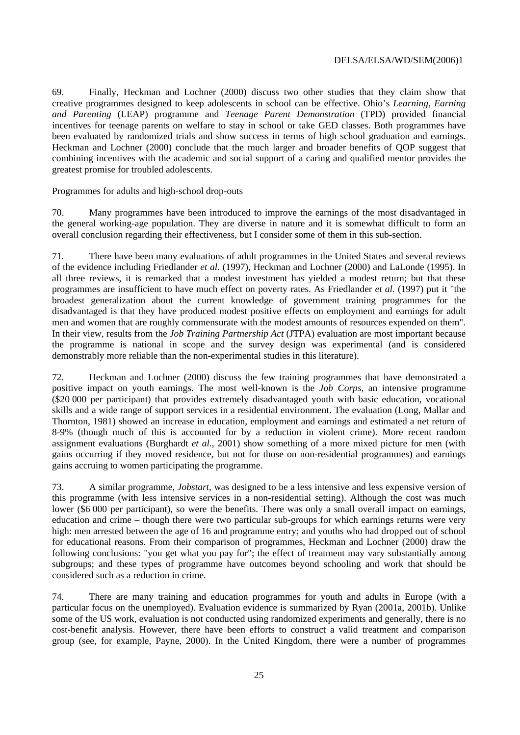69. Finally, Heckman and Lochner (2000) discuss two other studies that they claim show that creative programmes designed to keep adolescents in school can be effective. Ohio's *Learning, Earning and Parenting* (LEAP) programme and *Teenage Parent Demonstration* (TPD) provided financial incentives for teenage parents on welfare to stay in school or take GED classes. Both programmes have been evaluated by randomized trials and show success in terms of high school graduation and earnings. Heckman and Lochner (2000) conclude that the much larger and broader benefits of QOP suggest that combining incentives with the academic and social support of a caring and qualified mentor provides the greatest promise for troubled adolescents.

Programmes for adults and high-school drop-outs

70. Many programmes have been introduced to improve the earnings of the most disadvantaged in the general working-age population. They are diverse in nature and it is somewhat difficult to form an overall conclusion regarding their effectiveness, but I consider some of them in this sub-section.

71. There have been many evaluations of adult programmes in the United States and several reviews of the evidence including Friedlander *et al.* (1997), Heckman and Lochner (2000) and LaLonde (1995). In all three reviews, it is remarked that a modest investment has yielded a modest return; but that these programmes are insufficient to have much effect on poverty rates. As Friedlander *et al.* (1997) put it "the broadest generalization about the current knowledge of government training programmes for the disadvantaged is that they have produced modest positive effects on employment and earnings for adult men and women that are roughly commensurate with the modest amounts of resources expended on them". In their view, results from the *Job Training Partnership Act* (JTPA) evaluation are most important because the programme is national in scope and the survey design was experimental (and is considered demonstrably more reliable than the non-experimental studies in this literature).

72. Heckman and Lochner (2000) discuss the few training programmes that have demonstrated a positive impact on youth earnings. The most well-known is the *Job Corps*, an intensive programme (\$20 000 per participant) that provides extremely disadvantaged youth with basic education, vocational skills and a wide range of support services in a residential environment. The evaluation (Long, Mallar and Thornton, 1981) showed an increase in education, employment and earnings and estimated a net return of 8-9% (though much of this is accounted for by a reduction in violent crime). More recent random assignment evaluations (Burghardt *et al.*, 2001) show something of a more mixed picture for men (with gains occurring if they moved residence, but not for those on non-residential programmes) and earnings gains accruing to women participating the programme.

73. A similar programme, *Jobstart*, was designed to be a less intensive and less expensive version of this programme (with less intensive services in a non-residential setting). Although the cost was much lower (\$6 000 per participant), so were the benefits. There was only a small overall impact on earnings, education and crime – though there were two particular sub-groups for which earnings returns were very high: men arrested between the age of 16 and programme entry; and youths who had dropped out of school for educational reasons. From their comparison of programmes, Heckman and Lochner (2000) draw the following conclusions: "you get what you pay for"; the effect of treatment may vary substantially among subgroups; and these types of programme have outcomes beyond schooling and work that should be considered such as a reduction in crime.

74. There are many training and education programmes for youth and adults in Europe (with a particular focus on the unemployed). Evaluation evidence is summarized by Ryan (2001a, 2001b). Unlike some of the US work, evaluation is not conducted using randomized experiments and generally, there is no cost-benefit analysis. However, there have been efforts to construct a valid treatment and comparison group (see, for example, Payne, 2000). In the United Kingdom, there were a number of programmes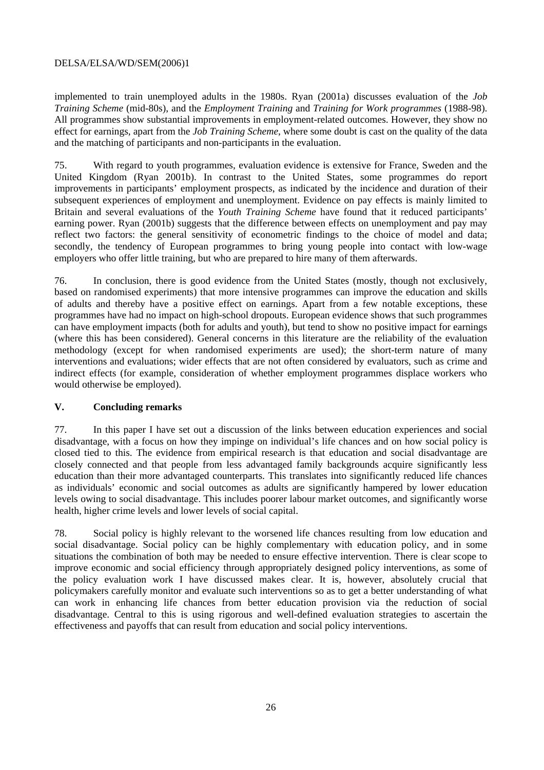implemented to train unemployed adults in the 1980s. Ryan (2001a) discusses evaluation of the *Job Training Scheme* (mid-80s), and the *Employment Training* and *Training for Work programmes* (1988-98). All programmes show substantial improvements in employment-related outcomes. However, they show no effect for earnings, apart from the *Job Training Scheme*, where some doubt is cast on the quality of the data and the matching of participants and non-participants in the evaluation.

75. With regard to youth programmes, evaluation evidence is extensive for France, Sweden and the United Kingdom (Ryan 2001b). In contrast to the United States, some programmes do report improvements in participants' employment prospects, as indicated by the incidence and duration of their subsequent experiences of employment and unemployment. Evidence on pay effects is mainly limited to Britain and several evaluations of the *Youth Training Scheme* have found that it reduced participants' earning power. Ryan (2001b) suggests that the difference between effects on unemployment and pay may reflect two factors: the general sensitivity of econometric findings to the choice of model and data; secondly, the tendency of European programmes to bring young people into contact with low-wage employers who offer little training, but who are prepared to hire many of them afterwards.

76. In conclusion, there is good evidence from the United States (mostly, though not exclusively, based on randomised experiments) that more intensive programmes can improve the education and skills of adults and thereby have a positive effect on earnings. Apart from a few notable exceptions, these programmes have had no impact on high-school dropouts. European evidence shows that such programmes can have employment impacts (both for adults and youth), but tend to show no positive impact for earnings (where this has been considered). General concerns in this literature are the reliability of the evaluation methodology (except for when randomised experiments are used); the short-term nature of many interventions and evaluations; wider effects that are not often considered by evaluators, such as crime and indirect effects (for example, consideration of whether employment programmes displace workers who would otherwise be employed).

## V. Concluding remarks

77. In this paper I have set out a discussion of the links between education experiences and social disadvantage, with a focus on how they impinge on individual's life chances and on how social policy is closed tied to this. The evidence from empirical research is that education and social disadvantage are closely connected and that people from less advantaged family backgrounds acquire significantly less education than their more advantaged counterparts. This translates into significantly reduced life chances as individuals' economic and social outcomes as adults are significantly hampered by lower education levels owing to social disadvantage. This includes poorer labour market outcomes, and significantly worse health, higher crime levels and lower levels of social capital.

78. Social policy is highly relevant to the worsened life chances resulting from low education and social disadvantage. Social policy can be highly complementary with education policy, and in some situations the combination of both may be needed to ensure effective intervention. There is clear scope to improve economic and social efficiency through appropriately designed policy interventions, as some of the policy evaluation work I have discussed makes clear. It is, however, absolutely crucial that policymakers carefully monitor and evaluate such interventions so as to get a better understanding of what can work in enhancing life chances from better education provision via the reduction of social disadvantage. Central to this is using rigorous and well-defined evaluation strategies to ascertain the effectiveness and payoffs that can result from education and social policy interventions.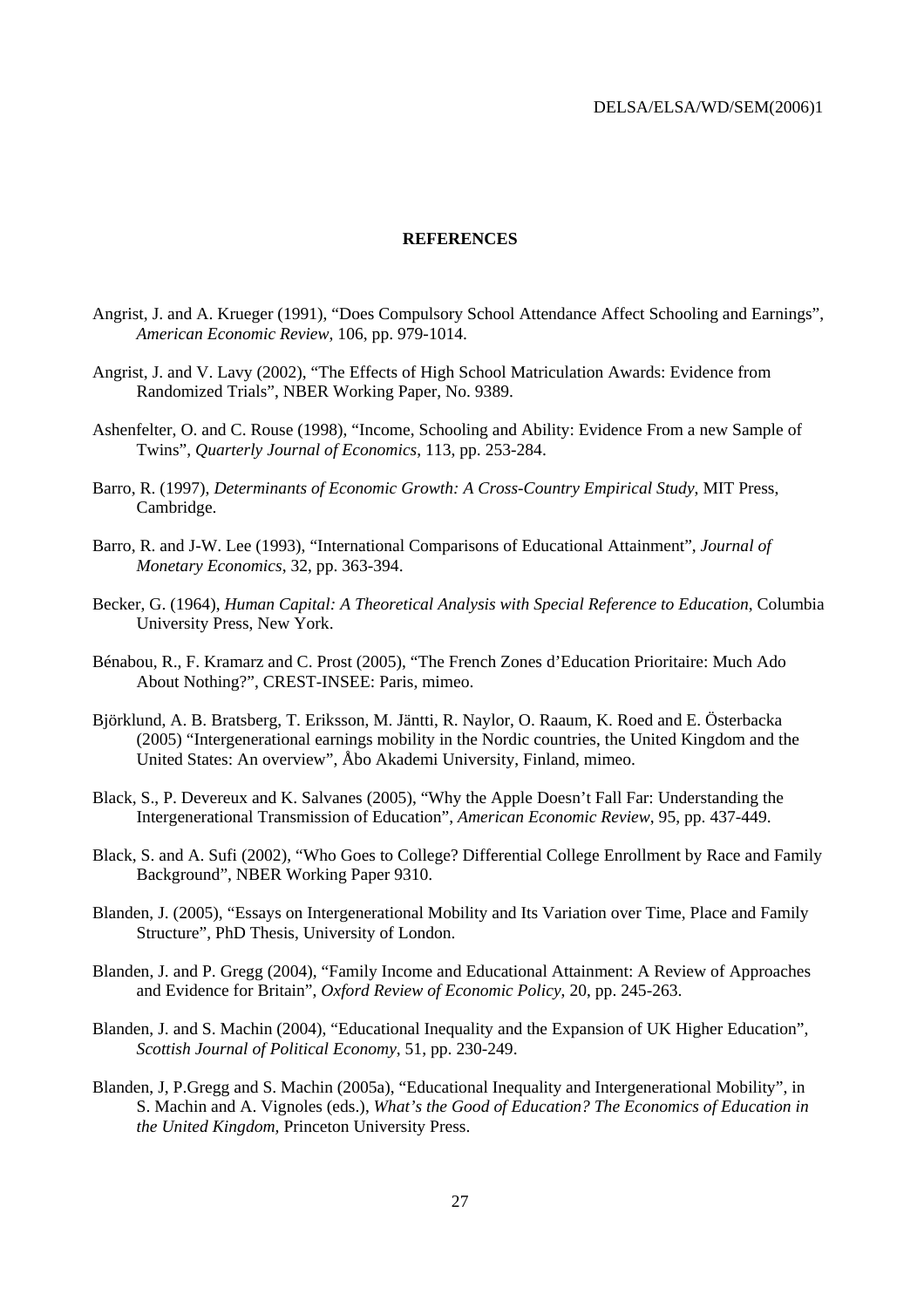## REFERENCES

Angrist, J. and A. Krueger (1991), "Does Compulsory School Attendance Affect Schooling and Earnings", *American Economic Review*, 106, pp. 979-1014.

Angrist, J. and V. Lavy (2002), "The Effects of High School Matriculation Awards: Evidence from Randomized Trials", NBER Working Paper, No. 9389.

Ashenfelter, O. and C. Rouse (1998), "Income, Schooling and Ability: Evidence From a new Sample of Twins", *Quarterly Journal of Economics*, 113, pp. 253-284.

Barro, R. (1997), *Determinants of Economic Growth: A Cross-Country Empirical Study*, MIT Press, Cambridge.

Barro, R. and J-W. Lee (1993), "International Comparisons of Educational Attainment", *Journal of Monetary Economics*, 32, pp. 363-394.

Becker, G. (1964), *Human Capital: A Theoretical Analysis with Special Reference to Education*, Columbia University Press, New York.

Bénabou, R., F. Kramarz and C. Prost (2005), "The French Zones d'Education Prioritaire: Much Ado About Nothing?", CREST-INSEE: Paris, mimeo.

Björklund, A. B. Bratsberg, T. Eriksson, M. Jäntti, R. Naylor, O. Raaum, K. Roed and E. Österbacka (2005) "Intergenerational earnings mobility in the Nordic countries, the United Kingdom and the United States: An overview", Åbo Akademi University, Finland, mimeo.

Black, S., P. Devereux and K. Salvanes (2005), "Why the Apple Doesn't Fall Far: Understanding the Intergenerational Transmission of Education", *American Economic Review*, 95, pp. 437-449.

Black, S. and A. Sufi (2002), "Who Goes to College? Differential College Enrollment by Race and Family Background", NBER Working Paper 9310.

Blanden, J. (2005), "Essays on Intergenerational Mobility and Its Variation over Time, Place and Family Structure", PhD Thesis, University of London.

Blanden, J. and P. Gregg (2004), "Family Income and Educational Attainment: A Review of Approaches and Evidence for Britain", *Oxford Review of Economic Policy*, 20, pp. 245-263.

Blanden, J. and S. Machin (2004), "Educational Inequality and the Expansion of UK Higher Education", *Scottish Journal of Political Economy*, 51, pp. 230-249.

Blanden, J, P.Gregg and S. Machin (2005a), "Educational Inequality and Intergenerational Mobility", in S. Machin and A. Vignoles (eds.), *What's the Good of Education? The Economics of Education in the United Kingdom*, Princeton University Press.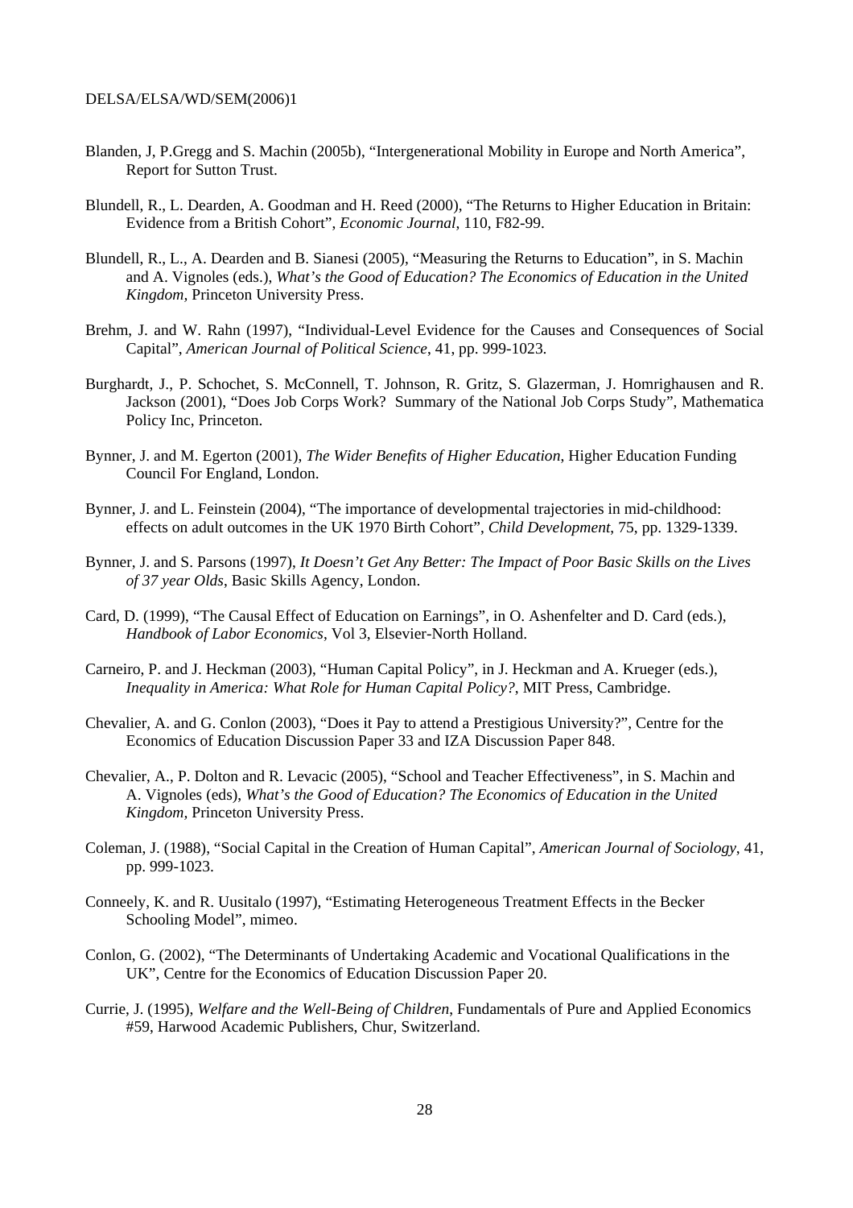Blanden, J, P.Gregg and S. Machin (2005b), "Intergenerational Mobility in Europe and North America", Report for Sutton Trust.

Blundell, R., L. Dearden, A. Goodman and H. Reed (2000), "The Returns to Higher Education in Britain: Evidence from a British Cohort", *Economic Journal*, 110, F82-99.

Blundell, R., L., A. Dearden and B. Sianesi (2005), "Measuring the Returns to Education", in S. Machin and A. Vignoles (eds.), *What's the Good of Education? The Economics of Education in the United Kingdom,* Princeton University Press.

Brehm, J. and W. Rahn (1997), "Individual-Level Evidence for the Causes and Consequences of Social Capital", *American Journal of Political Science*, 41, pp. 999-1023.

Burghardt, J., P. Schochet, S. McConnell, T. Johnson, R. Gritz, S. Glazerman, J. Homrighausen and R. Jackson (2001), "Does Job Corps Work? Summary of the National Job Corps Study", Mathematica Policy Inc, Princeton.

Bynner, J. and M. Egerton (2001), *The Wider Benefits of Higher Education*, Higher Education Funding Council For England, London.

Bynner, J. and L. Feinstein (2004), "The importance of developmental trajectories in mid-childhood: effects on adult outcomes in the UK 1970 Birth Cohort", *Child Development*, 75, pp. 1329-1339.

Bynner, J. and S. Parsons (1997), *It Doesn't Get Any Better: The Impact of Poor Basic Skills on the Lives of 37 year Olds*, Basic Skills Agency, London.

Card, D. (1999), "The Causal Effect of Education on Earnings", in O. Ashenfelter and D. Card (eds.), *Handbook of Labor Economics*, Vol 3, Elsevier-North Holland.

Carneiro, P. and J. Heckman (2003), "Human Capital Policy", in J. Heckman and A. Krueger (eds.), *Inequality in America: What Role for Human Capital Policy?*, MIT Press, Cambridge.

Chevalier, A. and G. Conlon (2003), "Does it Pay to attend a Prestigious University?", Centre for the Economics of Education Discussion Paper 33 and IZA Discussion Paper 848.

Chevalier, A., P. Dolton and R. Levacic (2005), "School and Teacher Effectiveness", in S. Machin and A. Vignoles (eds), *What's the Good of Education? The Economics of Education in the United Kingdom,* Princeton University Press.

Coleman, J. (1988), "Social Capital in the Creation of Human Capital", *American Journal of Sociology*, 41, pp. 999-1023.

Conneely, K. and R. Uusitalo (1997), "Estimating Heterogeneous Treatment Effects in the Becker Schooling Model", mimeo.

Conlon, G. (2002), "The Determinants of Undertaking Academic and Vocational Qualifications in the UK", Centre for the Economics of Education Discussion Paper 20.

Currie, J. (1995), *Welfare and the Well-Being of Children*, Fundamentals of Pure and Applied Economics #59, Harwood Academic Publishers, Chur, Switzerland.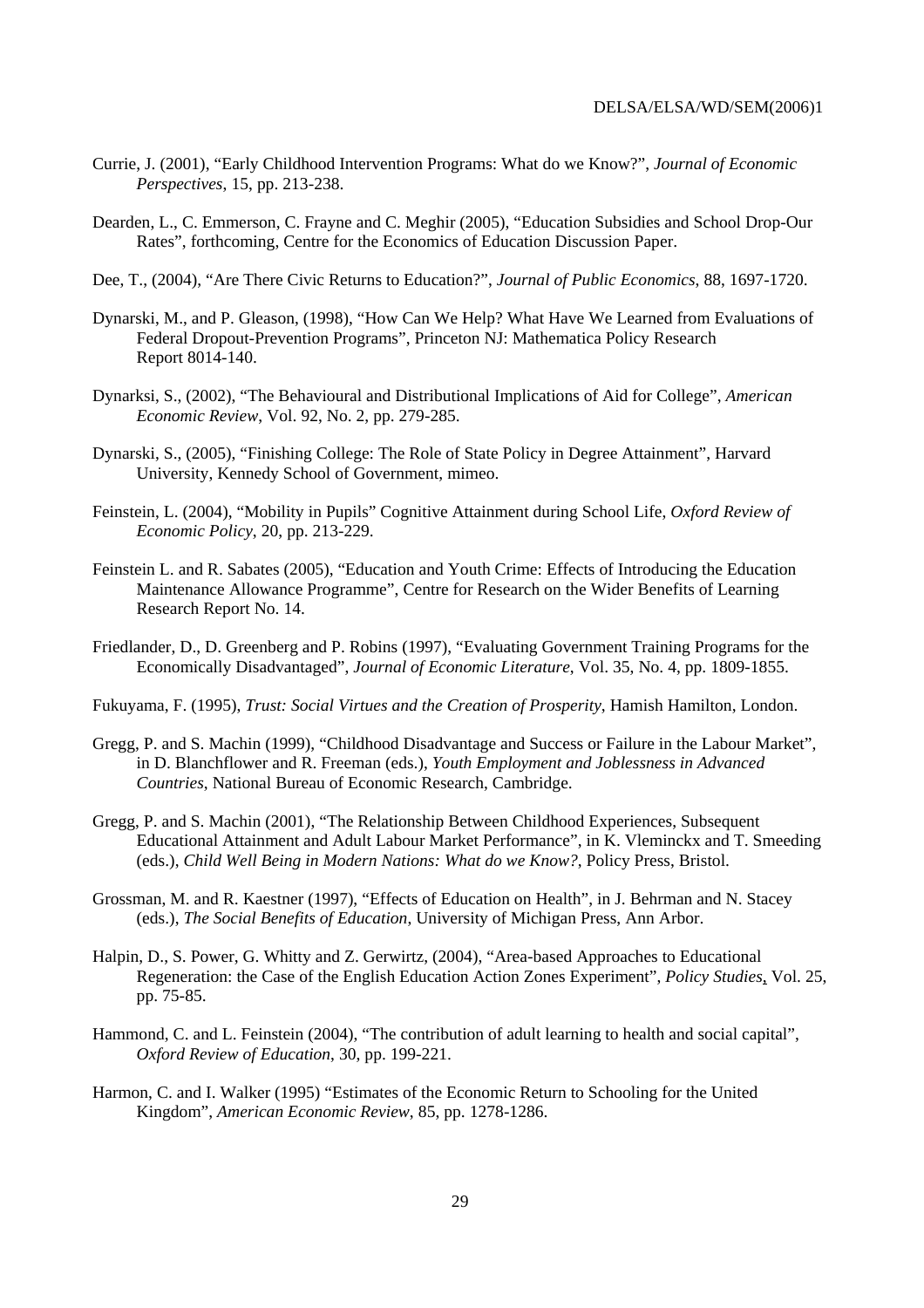Currie, J. (2001), "Early Childhood Intervention Programs: What do we Know?", *Journal of Economic Perspectives*, 15, pp. 213-238.

Dearden, L., C. Emmerson, C. Frayne and C. Meghir (2005), "Education Subsidies and School Drop-Our Rates", forthcoming, Centre for the Economics of Education Discussion Paper.

Dee, T., (2004), "Are There Civic Returns to Education?", *Journal of Public Economics*, 88, 1697-1720.

Dynarski, M., and P. Gleason, (1998), "How Can We Help? What Have We Learned from Evaluations of Federal Dropout-Prevention Programs", Princeton NJ: Mathematica Policy Research Report 8014-140.

Dynarksi, S., (2002), "The Behavioural and Distributional Implications of Aid for College", *American Economic Review*, Vol. 92, No. 2, pp. 279-285.

Dynarski, S., (2005), "Finishing College: The Role of State Policy in Degree Attainment", Harvard University, Kennedy School of Government, mimeo.

Feinstein, L. (2004), "Mobility in Pupils" Cognitive Attainment during School Life, *Oxford Review of Economic Policy*, 20, pp. 213-229.

Feinstein L. and R. Sabates (2005), "Education and Youth Crime: Effects of Introducing the Education Maintenance Allowance Programme", Centre for Research on the Wider Benefits of Learning Research Report No. 14.

Friedlander, D., D. Greenberg and P. Robins (1997), "Evaluating Government Training Programs for the Economically Disadvantaged", *Journal of Economic Literature*, Vol. 35, No. 4, pp. 1809-1855.

Fukuyama, F. (1995), *Trust: Social Virtues and the Creation of Prosperity*, Hamish Hamilton, London.

Gregg, P. and S. Machin (1999), "Childhood Disadvantage and Success or Failure in the Labour Market", in D. Blanchflower and R. Freeman (eds.), *Youth Employment and Joblessness in Advanced Countries*, National Bureau of Economic Research, Cambridge.

Gregg, P. and S. Machin (2001), "The Relationship Between Childhood Experiences, Subsequent Educational Attainment and Adult Labour Market Performance", in K. Vleminckx and T. Smeeding (eds.), *Child Well Being in Modern Nations: What do we Know?*, Policy Press, Bristol.

Grossman, M. and R. Kaestner (1997), "Effects of Education on Health", in J. Behrman and N. Stacey (eds.), *The Social Benefits of Education*, University of Michigan Press, Ann Arbor.

Halpin, D., S. Power, G. Whitty and Z. Gerwirtz, (2004), "Area-based Approaches to Educational Regeneration: the Case of the English Education Action Zones Experiment", *Policy Studies*, Vol. 25, pp. 75-85.

Hammond, C. and L. Feinstein (2004), "The contribution of adult learning to health and social capital", *Oxford Review of Education*, 30, pp. 199-221.

Harmon, C. and I. Walker (1995) "Estimates of the Economic Return to Schooling for the United Kingdom", *American Economic Review*, 85, pp. 1278-1286.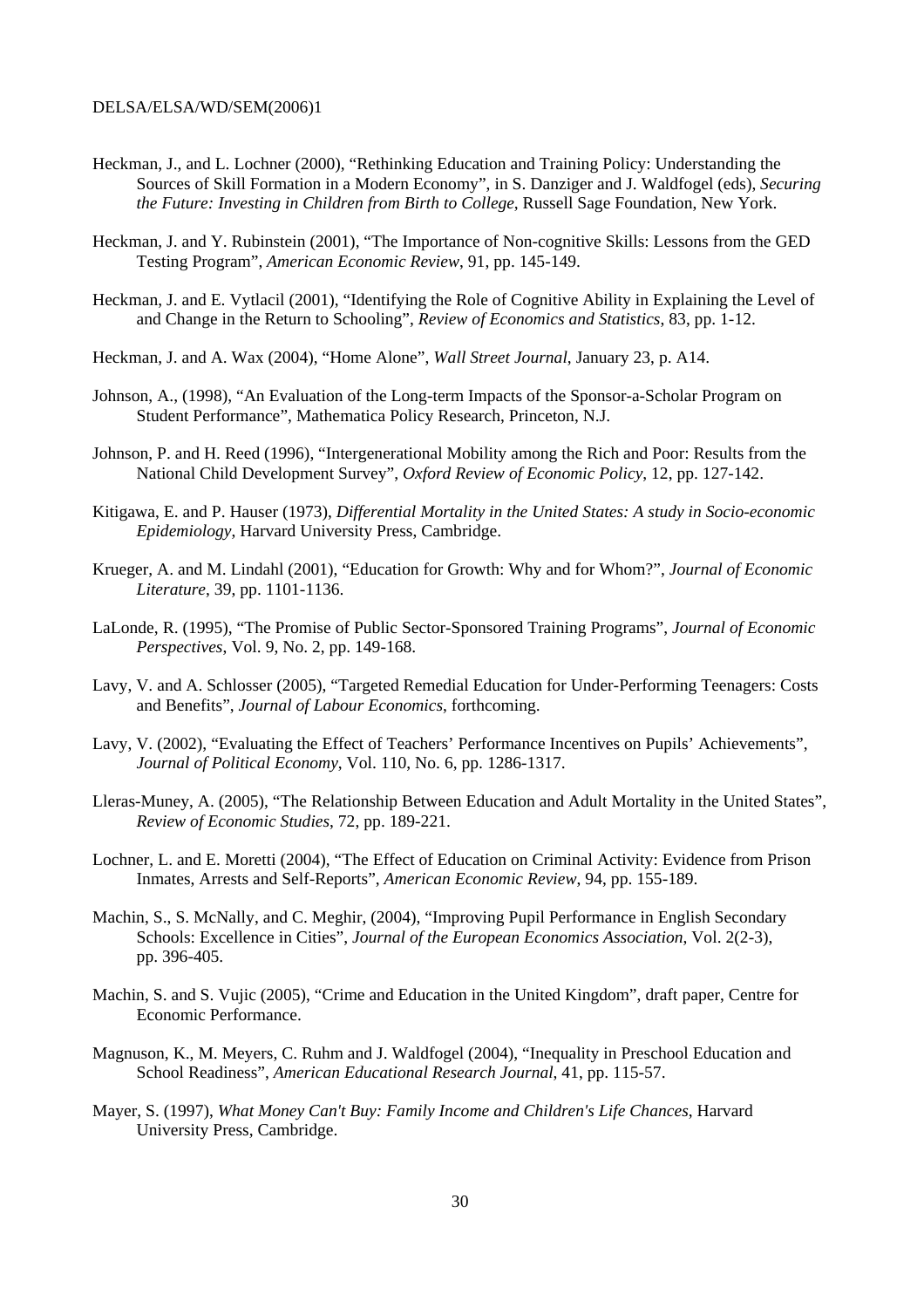Heckman, J., and L. Lochner (2000), "Rethinking Education and Training Policy: Understanding the Sources of Skill Formation in a Modern Economy", in S. Danziger and J. Waldfogel (eds), *Securing the Future: Investing in Children from Birth to College*, Russell Sage Foundation, New York.

Heckman, J. and Y. Rubinstein (2001), "The Importance of Non-cognitive Skills: Lessons from the GED Testing Program", *American Economic Review*, 91, pp. 145-149.

Heckman, J. and E. Vytlacil (2001), "Identifying the Role of Cognitive Ability in Explaining the Level of and Change in the Return to Schooling", *Review of Economics and Statistics*, 83, pp. 1-12.

Heckman, J. and A. Wax (2004), "Home Alone", *Wall Street Journal*, January 23, p. A14.

Johnson, A., (1998), "An Evaluation of the Long-term Impacts of the Sponsor-a-Scholar Program on Student Performance", Mathematica Policy Research, Princeton, N.J.

Johnson, P. and H. Reed (1996), "Intergenerational Mobility among the Rich and Poor: Results from the National Child Development Survey", *Oxford Review of Economic Policy*, 12, pp. 127-142.

Kitigawa, E. and P. Hauser (1973), *Differential Mortality in the United States: A study in Socio-economic Epidemiology*, Harvard University Press, Cambridge.

Krueger, A. and M. Lindahl (2001), "Education for Growth: Why and for Whom?", *Journal of Economic Literature*, 39, pp. 1101-1136.

LaLonde, R. (1995), "The Promise of Public Sector-Sponsored Training Programs", *Journal of Economic Perspectives*, Vol. 9, No. 2, pp. 149-168.

Lavy, V. and A. Schlosser (2005), "Targeted Remedial Education for Under-Performing Teenagers: Costs and Benefits", *Journal of Labour Economics*, forthcoming.

Lavy, V. (2002), "Evaluating the Effect of Teachers' Performance Incentives on Pupils' Achievements", *Journal of Political Economy*, Vol. 110, No. 6, pp. 1286-1317.

Lleras-Muney, A. (2005), "The Relationship Between Education and Adult Mortality in the United States", *Review of Economic Studies*, 72, pp. 189-221.

Lochner, L. and E. Moretti (2004), "The Effect of Education on Criminal Activity: Evidence from Prison Inmates, Arrests and Self-Reports", *American Economic Review*, 94, pp. 155-189.

Machin, S., S. McNally, and C. Meghir, (2004), "Improving Pupil Performance in English Secondary Schools: Excellence in Cities", *Journal of the European Economics Association*, Vol. 2(2-3), pp. 396-405.

Machin, S. and S. Vujic (2005), "Crime and Education in the United Kingdom", draft paper, Centre for Economic Performance.

Magnuson, K., M. Meyers, C. Ruhm and J. Waldfogel (2004), "Inequality in Preschool Education and School Readiness", *American Educational Research Journal*, 41, pp. 115-57.

Mayer, S. (1997), *What Money Can't Buy: Family Income and Children's Life Chances*, Harvard University Press, Cambridge.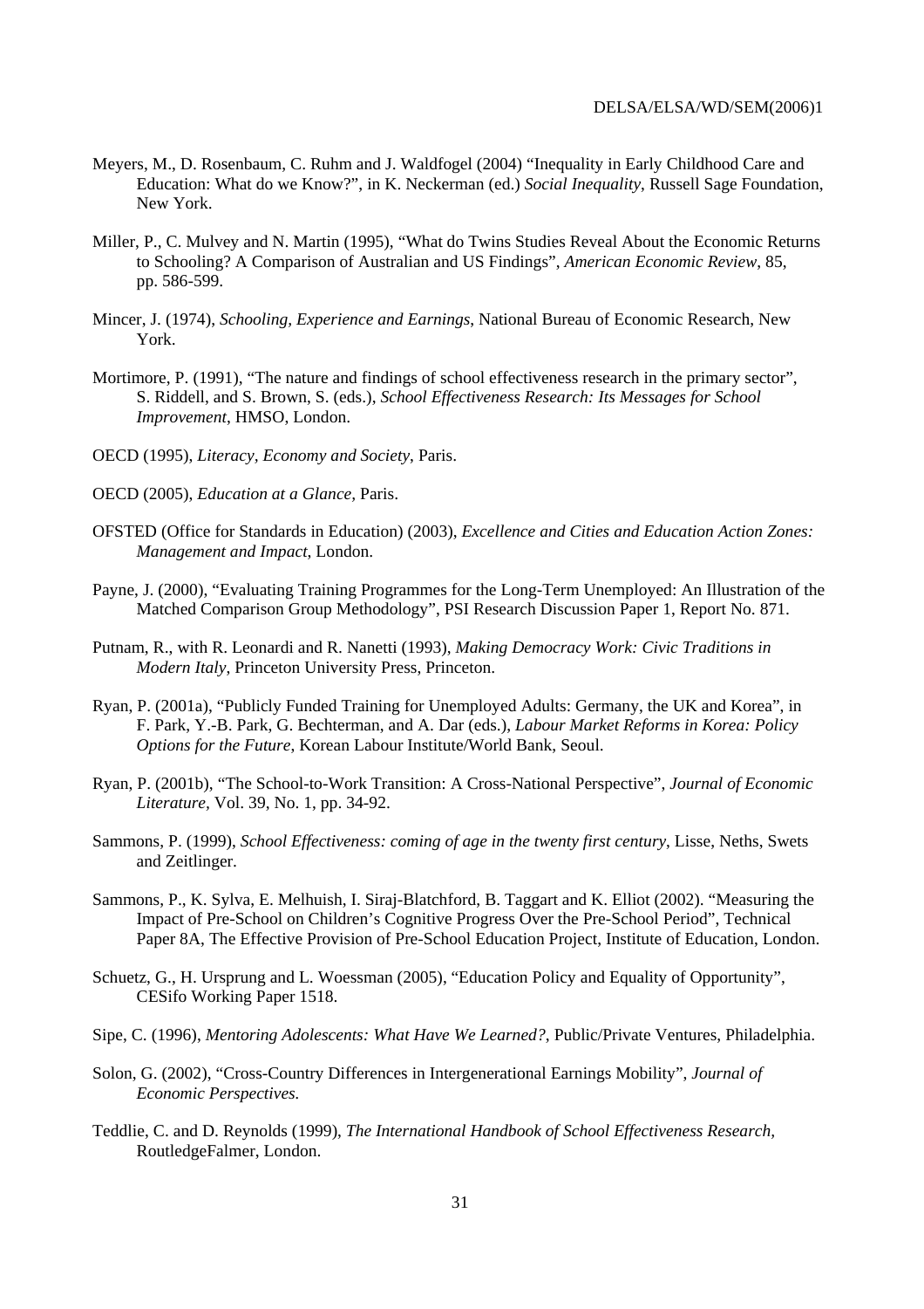Meyers, M., D. Rosenbaum, C. Ruhm and J. Waldfogel (2004) "Inequality in Early Childhood Care and Education: What do we Know?", in K. Neckerman (ed.) *Social Inequality*, Russell Sage Foundation, New York.

Miller, P., C. Mulvey and N. Martin (1995), "What do Twins Studies Reveal About the Economic Returns to Schooling? A Comparison of Australian and US Findings", *American Economic Review*, 85, pp. 586-599.

Mincer, J. (1974), *Schooling, Experience and Earnings*, National Bureau of Economic Research, New York.

Mortimore, P. (1991), "The nature and findings of school effectiveness research in the primary sector", S. Riddell, and S. Brown, S. (eds.), *School Effectiveness Research: Its Messages for School Improvement*, HMSO, London.

OECD (1995), *Literacy, Economy and Society*, Paris.

OECD (2005), *Education at a Glance*, Paris.

OFSTED (Office for Standards in Education) (2003), *Excellence and Cities and Education Action Zones: Management and Impact*, London.

Payne, J. (2000), "Evaluating Training Programmes for the Long-Term Unemployed: An Illustration of the Matched Comparison Group Methodology", PSI Research Discussion Paper 1, Report No. 871.

Putnam, R., with R. Leonardi and R. Nanetti (1993), *Making Democracy Work: Civic Traditions in Modern Italy*, Princeton University Press, Princeton.

Ryan, P. (2001a), "Publicly Funded Training for Unemployed Adults: Germany, the UK and Korea", in F. Park, Y.-B. Park, G. Bechterman, and A. Dar (eds.), *Labour Market Reforms in Korea: Policy Options for the Future*, Korean Labour Institute/World Bank, Seoul.

Ryan, P. (2001b), "The School-to-Work Transition: A Cross-National Perspective", *Journal of Economic Literature*, Vol. 39, No. 1, pp. 34-92.

Sammons, P. (1999), *School Effectiveness: coming of age in the twenty first century*, Lisse, Neths, Swets and Zeitlinger.

Sammons, P., K. Sylva, E. Melhuish, I. Siraj-Blatchford, B. Taggart and K. Elliot (2002). "Measuring the Impact of Pre-School on Children's Cognitive Progress Over the Pre-School Period", Technical Paper 8A, The Effective Provision of Pre-School Education Project, Institute of Education, London.

Schuetz, G., H. Ursprung and L. Woessman (2005), "Education Policy and Equality of Opportunity", CESifo Working Paper 1518.

Sipe, C. (1996), *Mentoring Adolescents: What Have We Learned?*, Public/Private Ventures, Philadelphia.

Solon, G. (2002), "Cross-Country Differences in Intergenerational Earnings Mobility", *Journal of Economic Perspectives.*

Teddlie, C. and D. Reynolds (1999), *The International Handbook of School Effectiveness Research*, RoutledgeFalmer, London.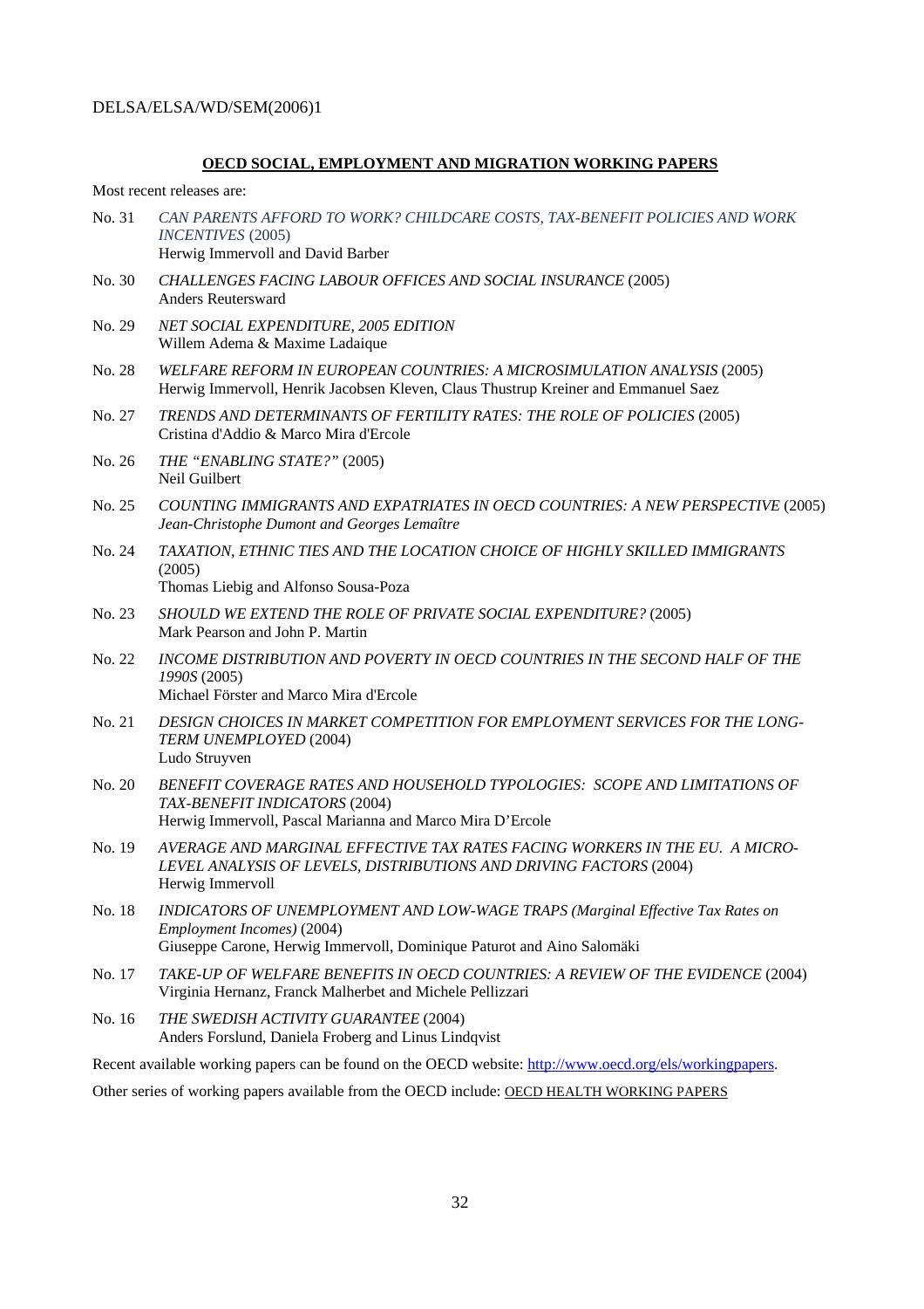## OECD SOCIAL, EMPLOYMENT AND MIGRATION WORKING PAPERS

Most recent releases are:

No. 31 *CAN PARENTS AFFORD TO WORK? CHILDCARE COSTS, TAX-BENEFIT POLICIES AND WORK INCENTIVES* (2005)
Herwig Immervoll and David Barber

No. 30 *CHALLENGES FACING LABOUR OFFICES AND SOCIAL INSURANCE* (2005)
Anders Reutersward

No. 29 *NET SOCIAL EXPENDITURE, 2005 EDITION*
Willem Adema & Maxime Ladaique

No. 28 *WELFARE REFORM IN EUROPEAN COUNTRIES: A MICROSIMULATION ANALYSIS* (2005)
Herwig Immervoll, Henrik Jacobsen Kleven, Claus Thustrup Kreiner and Emmanuel Saez

No. 27 *TRENDS AND DETERMINANTS OF FERTILITY RATES: THE ROLE OF POLICIES* (2005)
Cristina d'Addio & Marco Mira d'Ercole

No. 26 *THE "ENABLING STATE?"* (2005)
Neil Guilbert

No. 25 *COUNTING IMMIGRANTS AND EXPATRIATES IN OECD COUNTRIES: A NEW PERSPECTIVE* (2005)
*Jean-Christophe Dumont and Georges Lemaître*

No. 24 *TAXATION, ETHNIC TIES AND THE LOCATION CHOICE OF HIGHLY SKILLED IMMIGRANTS* (2005)
Thomas Liebig and Alfonso Sousa-Poza

No. 23 *SHOULD WE EXTEND THE ROLE OF PRIVATE SOCIAL EXPENDITURE?* (2005)
Mark Pearson and John P. Martin

No. 22 *INCOME DISTRIBUTION AND POVERTY IN OECD COUNTRIES IN THE SECOND HALF OF THE 1990S* (2005)
Michael Förster and Marco Mira d'Ercole

No. 21 *DESIGN CHOICES IN MARKET COMPETITION FOR EMPLOYMENT SERVICES FOR THE LONG-TERM UNEMPLOYED* (2004)
Ludo Struyven

No. 20 *BENEFIT COVERAGE RATES AND HOUSEHOLD TYPOLOGIES: SCOPE AND LIMITATIONS OF TAX-BENEFIT INDICATORS* (2004)
Herwig Immervoll, Pascal Marianna and Marco Mira D'Ercole

No. 19 *AVERAGE AND MARGINAL EFFECTIVE TAX RATES FACING WORKERS IN THE EU. A MICRO-LEVEL ANALYSIS OF LEVELS, DISTRIBUTIONS AND DRIVING FACTORS* (2004)
Herwig Immervoll

No. 18 *INDICATORS OF UNEMPLOYMENT AND LOW-WAGE TRAPS (Marginal Effective Tax Rates on Employment Incomes)* (2004)
Giuseppe Carone, Herwig Immervoll, Dominique Paturot and Aino Salomäki

No. 17 *TAKE-UP OF WELFARE BENEFITS IN OECD COUNTRIES: A REVIEW OF THE EVIDENCE* (2004)
Virginia Hernanz, Franck Malherbet and Michele Pellizzari

No. 16 *THE SWEDISH ACTIVITY GUARANTEE* (2004)
Anders Forslund, Daniela Froberg and Linus Lindqvist

Recent available working papers can be found on the OECD website: http://www.oecd.org/els/workingpapers.

Other series of working papers available from the OECD include: OECD HEALTH WORKING PAPERS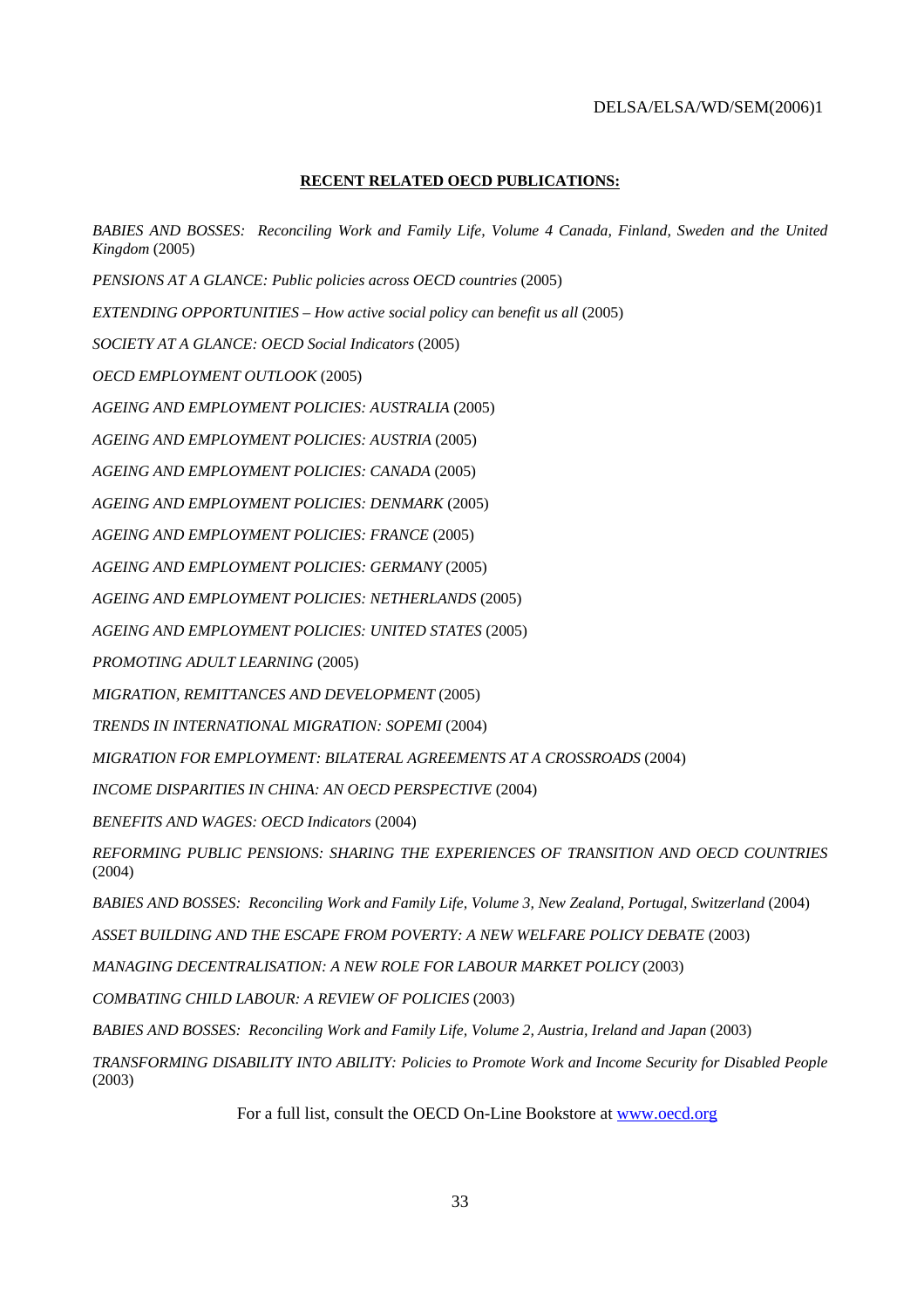**RECENT RELATED OECD PUBLICATIONS:**

*BABIES AND BOSSES: Reconciling Work and Family Life, Volume 4 Canada, Finland, Sweden and the United Kingdom* (2005)

*PENSIONS AT A GLANCE: Public policies across OECD countries* (2005)

*EXTENDING OPPORTUNITIES – How active social policy can benefit us all* (2005)

*SOCIETY AT A GLANCE: OECD Social Indicators* (2005)

*OECD EMPLOYMENT OUTLOOK* (2005)

*AGEING AND EMPLOYMENT POLICIES: AUSTRALIA* (2005)

*AGEING AND EMPLOYMENT POLICIES: AUSTRIA* (2005)

*AGEING AND EMPLOYMENT POLICIES: CANADA* (2005)

*AGEING AND EMPLOYMENT POLICIES: DENMARK* (2005)

*AGEING AND EMPLOYMENT POLICIES: FRANCE* (2005)

*AGEING AND EMPLOYMENT POLICIES: GERMANY* (2005)

*AGEING AND EMPLOYMENT POLICIES: NETHERLANDS* (2005)

*AGEING AND EMPLOYMENT POLICIES: UNITED STATES* (2005)

*PROMOTING ADULT LEARNING* (2005)

*MIGRATION, REMITTANCES AND DEVELOPMENT* (2005)

*TRENDS IN INTERNATIONAL MIGRATION: SOPEMI* (2004)

*MIGRATION FOR EMPLOYMENT: BILATERAL AGREEMENTS AT A CROSSROADS* (2004)

*INCOME DISPARITIES IN CHINA: AN OECD PERSPECTIVE* (2004)

*BENEFITS AND WAGES: OECD Indicators* (2004)

*REFORMING PUBLIC PENSIONS: SHARING THE EXPERIENCES OF TRANSITION AND OECD COUNTRIES* (2004)

*BABIES AND BOSSES: Reconciling Work and Family Life, Volume 3, New Zealand, Portugal, Switzerland* (2004)

*ASSET BUILDING AND THE ESCAPE FROM POVERTY: A NEW WELFARE POLICY DEBATE* (2003)

*MANAGING DECENTRALISATION: A NEW ROLE FOR LABOUR MARKET POLICY* (2003)

*COMBATING CHILD LABOUR: A REVIEW OF POLICIES* (2003)

*BABIES AND BOSSES: Reconciling Work and Family Life, Volume 2, Austria, Ireland and Japan* (2003)

*TRANSFORMING DISABILITY INTO ABILITY: Policies to Promote Work and Income Security for Disabled People* (2003)

For a full list, consult the OECD On-Line Bookstore at www.oecd.org